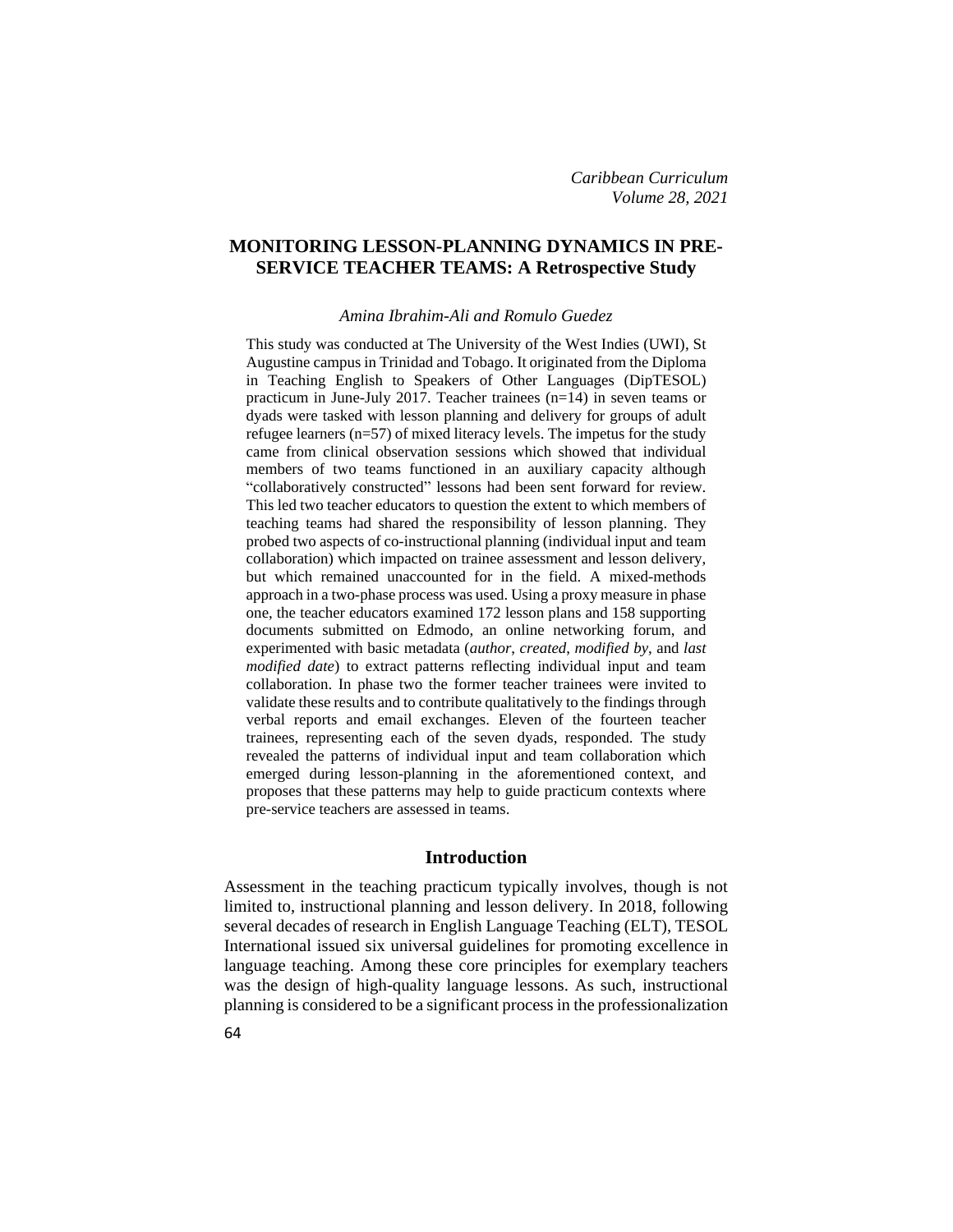# MONITORING LESSON-PLANNING DYNAMICS IN PRE-SERVICE TEACHER TEAMS: A Retrospective Study

*Amina Ibrahim-Ali and Romulo Guedez*

This study was conducted at The University of the West Indies (UWI), St Augustine campus in Trinidad and Tobago. It originated from the Diploma in Teaching English to Speakers of Other Languages (DipTESOL) practicum in June-July 2017. Teacher trainees (n=14) in seven teams or dyads were tasked with lesson planning and delivery for groups of adult refugee learners (n=57) of mixed literacy levels. The impetus for the study came from clinical observation sessions which showed that individual members of two teams functioned in an auxiliary capacity although "collaboratively constructed" lessons had been sent forward for review. This led two teacher educators to question the extent to which members of teaching teams had shared the responsibility of lesson planning. They probed two aspects of co-instructional planning (individual input and team collaboration) which impacted on trainee assessment and lesson delivery, but which remained unaccounted for in the field. A mixed-methods approach in a two-phase process was used. Using a proxy measure in phase one, the teacher educators examined 172 lesson plans and 158 supporting documents submitted on Edmodo, an online networking forum, and experimented with basic metadata (*author*, *created*, *modified by*, and *last modified date*) to extract patterns reflecting individual input and team collaboration. In phase two the former teacher trainees were invited to validate these results and to contribute qualitatively to the findings through verbal reports and email exchanges. Eleven of the fourteen teacher trainees, representing each of the seven dyads, responded. The study revealed the patterns of individual input and team collaboration which emerged during lesson-planning in the aforementioned context, and proposes that these patterns may help to guide practicum contexts where pre-service teachers are assessed in teams.

## Introduction

Assessment in the teaching practicum typically involves, though is not limited to, instructional planning and lesson delivery. In 2018, following several decades of research in English Language Teaching (ELT), TESOL International issued six universal guidelines for promoting excellence in language teaching. Among these core principles for exemplary teachers was the design of high-quality language lessons. As such, instructional planning is considered to be a significant process in the professionalization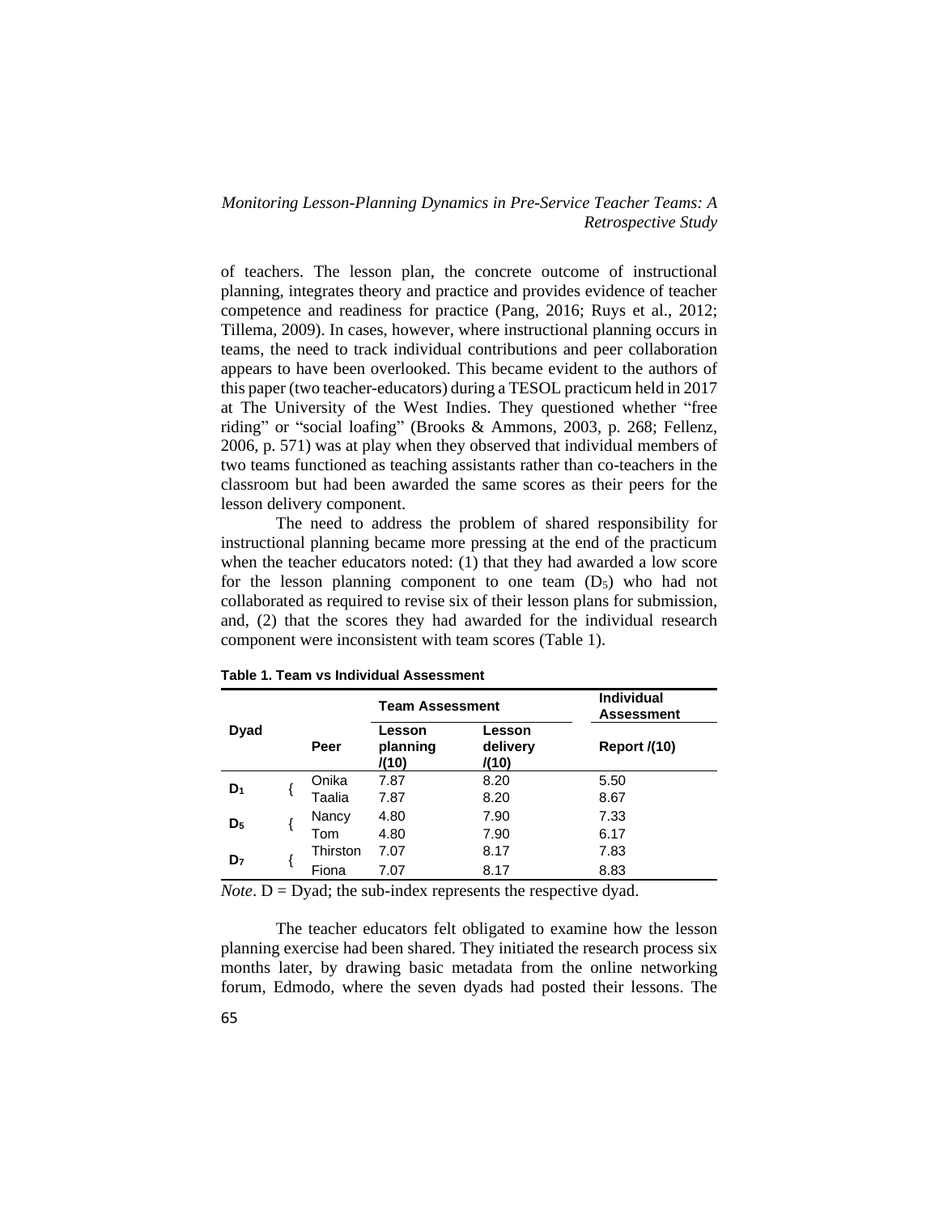of teachers. The lesson plan, the concrete outcome of instructional planning, integrates theory and practice and provides evidence of teacher competence and readiness for practice (Pang, 2016; Ruys et al., 2012; Tillema, 2009). In cases, however, where instructional planning occurs in teams, the need to track individual contributions and peer collaboration appears to have been overlooked. This became evident to the authors of this paper (two teacher-educators) during a TESOL practicum held in 2017 at The University of the West Indies. They questioned whether "free riding" or "social loafing" (Brooks & Ammons, 2003, p. 268; Fellenz, 2006, p. 571) was at play when they observed that individual members of two teams functioned as teaching assistants rather than co-teachers in the classroom but had been awarded the same scores as their peers for the lesson delivery component.

The need to address the problem of shared responsibility for instructional planning became more pressing at the end of the practicum when the teacher educators noted: (1) that they had awarded a low score for the lesson planning component to one team ($D_5$) who had not collaborated as required to revise six of their lesson plans for submission, and, (2) that the scores they had awarded for the individual research component were inconsistent with team scores (Table 1).

**Table 1. Team vs Individual Assessment**

| **Dyad** | **Peer** | **Team Assessment** | | **Individual Assessment** |
|---|---|---|---|---|
| | | **Lesson planning /(10)** | **Lesson delivery /(10)** | **Report /(10)** |
| $D_1$ | Onika | 7.87 | 8.20 | 5.50 |
| | Taalia | 7.87 | 8.20 | 8.67 |
| $D_5$ | Nancy | 4.80 | 7.90 | 7.33 |
| | Tom | 4.80 | 7.90 | 6.17 |
| $D_7$ | Thirston | 7.07 | 8.17 | 7.83 |
| | Fiona | 7.07 | 8.17 | 8.83 |

*Note*. D = Dyad; the sub-index represents the respective dyad.

The teacher educators felt obligated to examine how the lesson planning exercise had been shared. They initiated the research process six months later, by drawing basic metadata from the online networking forum, Edmodo, where the seven dyads had posted their lessons. The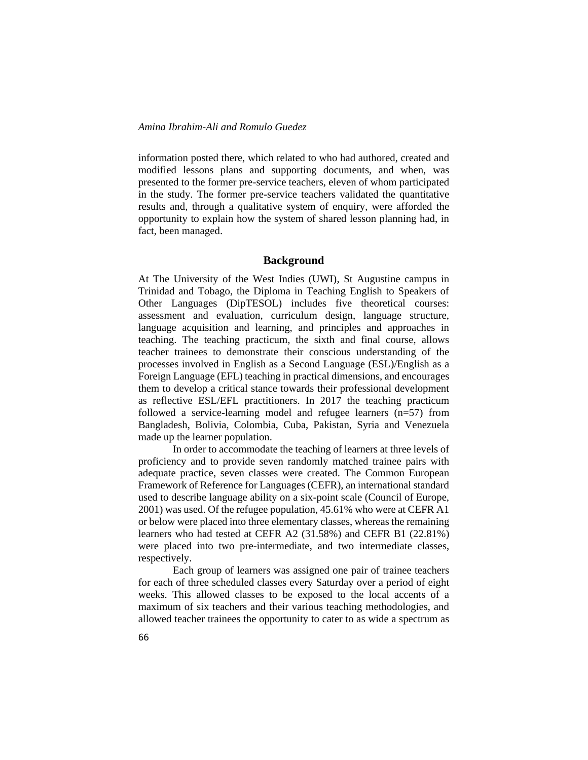information posted there, which related to who had authored, created and modified lessons plans and supporting documents, and when, was presented to the former pre-service teachers, eleven of whom participated in the study. The former pre-service teachers validated the quantitative results and, through a qualitative system of enquiry, were afforded the opportunity to explain how the system of shared lesson planning had, in fact, been managed.

## Background

At The University of the West Indies (UWI), St Augustine campus in Trinidad and Tobago, the Diploma in Teaching English to Speakers of Other Languages (DipTESOL) includes five theoretical courses: assessment and evaluation, curriculum design, language structure, language acquisition and learning, and principles and approaches in teaching. The teaching practicum, the sixth and final course, allows teacher trainees to demonstrate their conscious understanding of the processes involved in English as a Second Language (ESL)/English as a Foreign Language (EFL) teaching in practical dimensions, and encourages them to develop a critical stance towards their professional development as reflective ESL/EFL practitioners. In 2017 the teaching practicum followed a service-learning model and refugee learners (n=57) from Bangladesh, Bolivia, Colombia, Cuba, Pakistan, Syria and Venezuela made up the learner population.

In order to accommodate the teaching of learners at three levels of proficiency and to provide seven randomly matched trainee pairs with adequate practice, seven classes were created. The Common European Framework of Reference for Languages (CEFR), an international standard used to describe language ability on a six-point scale (Council of Europe, 2001) was used. Of the refugee population, 45.61% who were at CEFR A1 or below were placed into three elementary classes, whereas the remaining learners who had tested at CEFR A2 (31.58%) and CEFR B1 (22.81%) were placed into two pre-intermediate, and two intermediate classes, respectively.

Each group of learners was assigned one pair of trainee teachers for each of three scheduled classes every Saturday over a period of eight weeks. This allowed classes to be exposed to the local accents of a maximum of six teachers and their various teaching methodologies, and allowed teacher trainees the opportunity to cater to as wide a spectrum as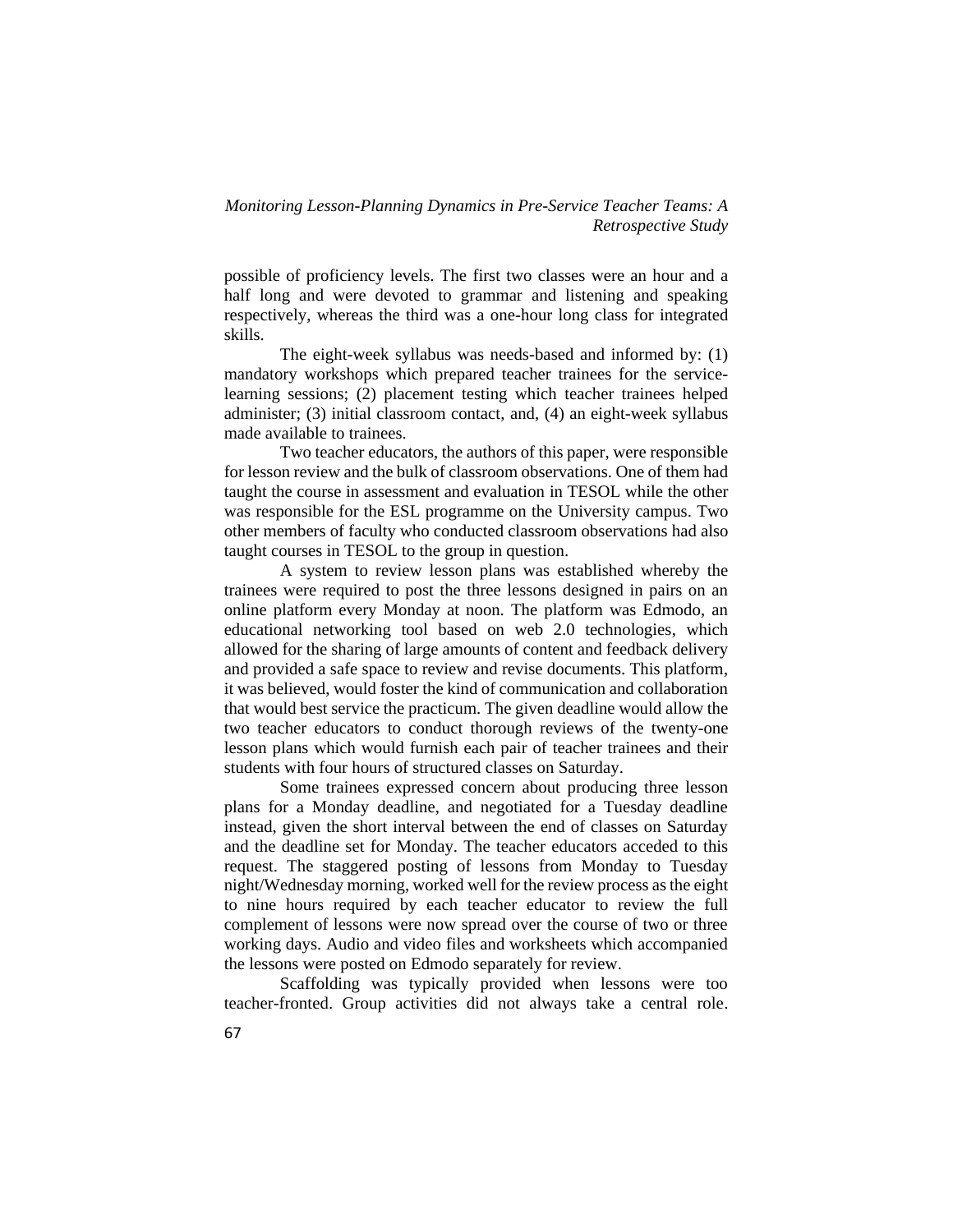possible of proficiency levels. The first two classes were an hour and a half long and were devoted to grammar and listening and speaking respectively, whereas the third was a one-hour long class for integrated skills.

The eight-week syllabus was needs-based and informed by: (1) mandatory workshops which prepared teacher trainees for the service-learning sessions; (2) placement testing which teacher trainees helped administer; (3) initial classroom contact, and, (4) an eight-week syllabus made available to trainees.

Two teacher educators, the authors of this paper, were responsible for lesson review and the bulk of classroom observations. One of them had taught the course in assessment and evaluation in TESOL while the other was responsible for the ESL programme on the University campus. Two other members of faculty who conducted classroom observations had also taught courses in TESOL to the group in question.

A system to review lesson plans was established whereby the trainees were required to post the three lessons designed in pairs on an online platform every Monday at noon. The platform was Edmodo, an educational networking tool based on web 2.0 technologies, which allowed for the sharing of large amounts of content and feedback delivery and provided a safe space to review and revise documents. This platform, it was believed, would foster the kind of communication and collaboration that would best service the practicum. The given deadline would allow the two teacher educators to conduct thorough reviews of the twenty-one lesson plans which would furnish each pair of teacher trainees and their students with four hours of structured classes on Saturday.

Some trainees expressed concern about producing three lesson plans for a Monday deadline, and negotiated for a Tuesday deadline instead, given the short interval between the end of classes on Saturday and the deadline set for Monday. The teacher educators acceded to this request. The staggered posting of lessons from Monday to Tuesday night/Wednesday morning, worked well for the review process as the eight to nine hours required by each teacher educator to review the full complement of lessons were now spread over the course of two or three working days. Audio and video files and worksheets which accompanied the lessons were posted on Edmodo separately for review.

Scaffolding was typically provided when lessons were too teacher-fronted. Group activities did not always take a central role.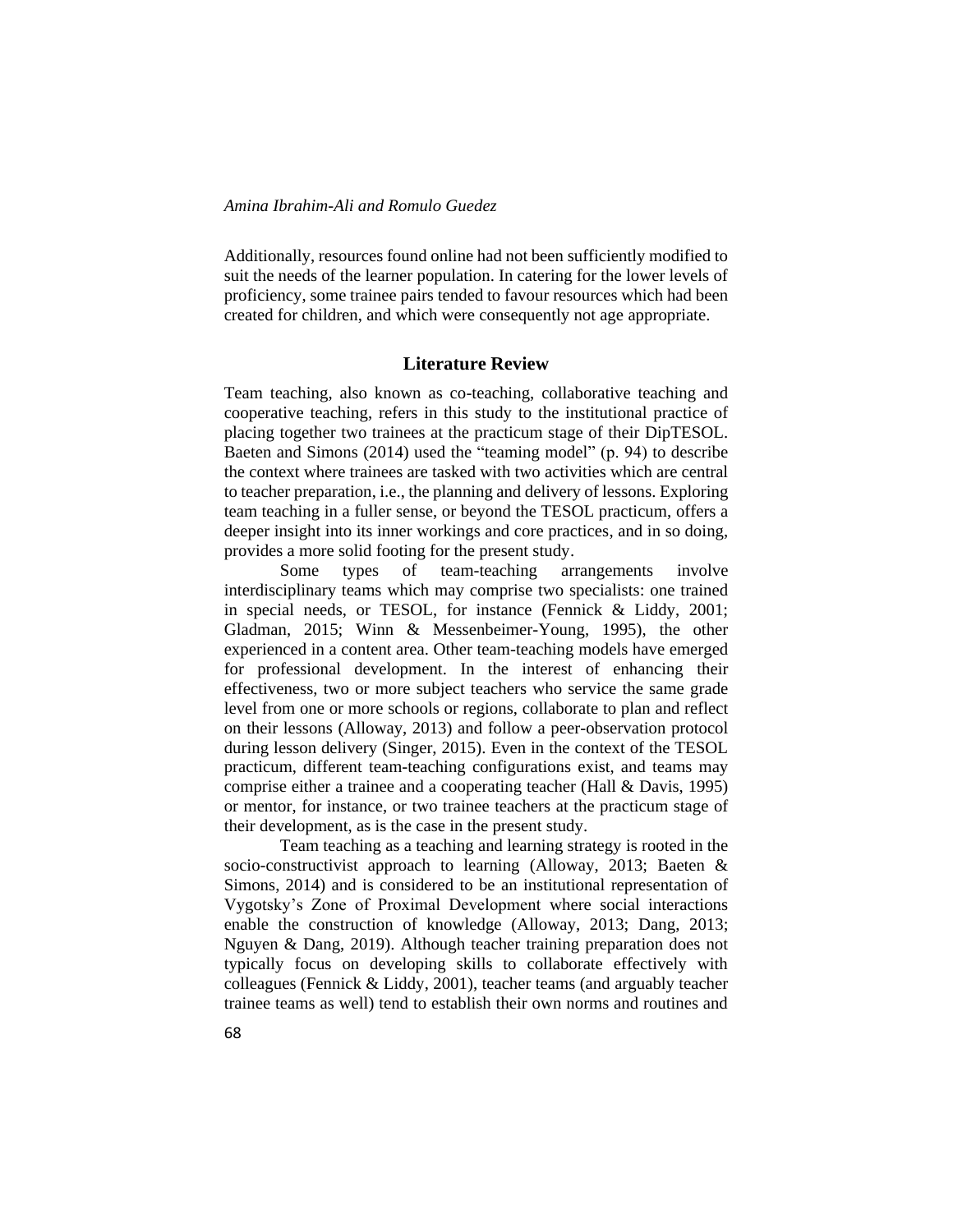Additionally, resources found online had not been sufficiently modified to suit the needs of the learner population. In catering for the lower levels of proficiency, some trainee pairs tended to favour resources which had been created for children, and which were consequently not age appropriate.

## Literature Review

Team teaching, also known as co-teaching, collaborative teaching and cooperative teaching, refers in this study to the institutional practice of placing together two trainees at the practicum stage of their DipTESOL. Baeten and Simons (2014) used the "teaming model" (p. 94) to describe the context where trainees are tasked with two activities which are central to teacher preparation, i.e., the planning and delivery of lessons. Exploring team teaching in a fuller sense, or beyond the TESOL practicum, offers a deeper insight into its inner workings and core practices, and in so doing, provides a more solid footing for the present study.

Some types of team-teaching arrangements involve interdisciplinary teams which may comprise two specialists: one trained in special needs, or TESOL, for instance (Fennick & Liddy, 2001; Gladman, 2015; Winn & Messenbeimer-Young, 1995), the other experienced in a content area. Other team-teaching models have emerged for professional development. In the interest of enhancing their effectiveness, two or more subject teachers who service the same grade level from one or more schools or regions, collaborate to plan and reflect on their lessons (Alloway, 2013) and follow a peer-observation protocol during lesson delivery (Singer, 2015). Even in the context of the TESOL practicum, different team-teaching configurations exist, and teams may comprise either a trainee and a cooperating teacher (Hall & Davis, 1995) or mentor, for instance, or two trainee teachers at the practicum stage of their development, as is the case in the present study.

Team teaching as a teaching and learning strategy is rooted in the socio-constructivist approach to learning (Alloway, 2013; Baeten & Simons, 2014) and is considered to be an institutional representation of Vygotsky's Zone of Proximal Development where social interactions enable the construction of knowledge (Alloway, 2013; Dang, 2013; Nguyen & Dang, 2019). Although teacher training preparation does not typically focus on developing skills to collaborate effectively with colleagues (Fennick & Liddy, 2001), teacher teams (and arguably teacher trainee teams as well) tend to establish their own norms and routines and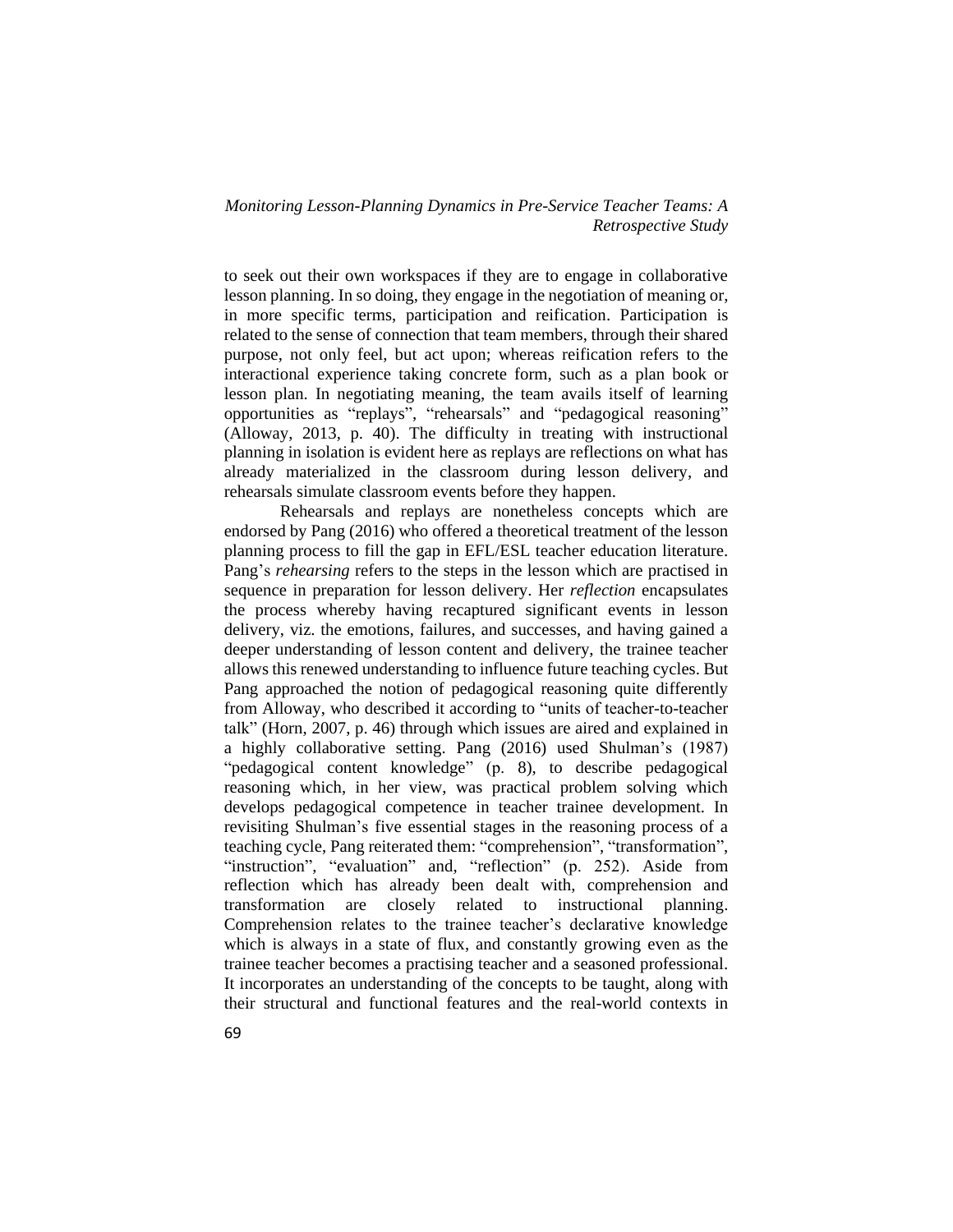to seek out their own workspaces if they are to engage in collaborative lesson planning. In so doing, they engage in the negotiation of meaning or, in more specific terms, participation and reification. Participation is related to the sense of connection that team members, through their shared purpose, not only feel, but act upon; whereas reification refers to the interactional experience taking concrete form, such as a plan book or lesson plan. In negotiating meaning, the team avails itself of learning opportunities as "replays", "rehearsals" and "pedagogical reasoning" (Alloway, 2013, p. 40). The difficulty in treating with instructional planning in isolation is evident here as replays are reflections on what has already materialized in the classroom during lesson delivery, and rehearsals simulate classroom events before they happen.

Rehearsals and replays are nonetheless concepts which are endorsed by Pang (2016) who offered a theoretical treatment of the lesson planning process to fill the gap in EFL/ESL teacher education literature. Pang's *rehearsing* refers to the steps in the lesson which are practised in sequence in preparation for lesson delivery. Her *reflection* encapsulates the process whereby having recaptured significant events in lesson delivery, viz. the emotions, failures, and successes, and having gained a deeper understanding of lesson content and delivery, the trainee teacher allows this renewed understanding to influence future teaching cycles. But Pang approached the notion of pedagogical reasoning quite differently from Alloway, who described it according to "units of teacher-to-teacher talk" (Horn, 2007, p. 46) through which issues are aired and explained in a highly collaborative setting. Pang (2016) used Shulman's (1987) "pedagogical content knowledge" (p. 8), to describe pedagogical reasoning which, in her view, was practical problem solving which develops pedagogical competence in teacher trainee development. In revisiting Shulman's five essential stages in the reasoning process of a teaching cycle, Pang reiterated them: "comprehension", "transformation", "instruction", "evaluation" and, "reflection" (p. 252). Aside from reflection which has already been dealt with, comprehension and transformation are closely related to instructional planning. Comprehension relates to the trainee teacher's declarative knowledge which is always in a state of flux, and constantly growing even as the trainee teacher becomes a practising teacher and a seasoned professional. It incorporates an understanding of the concepts to be taught, along with their structural and functional features and the real-world contexts in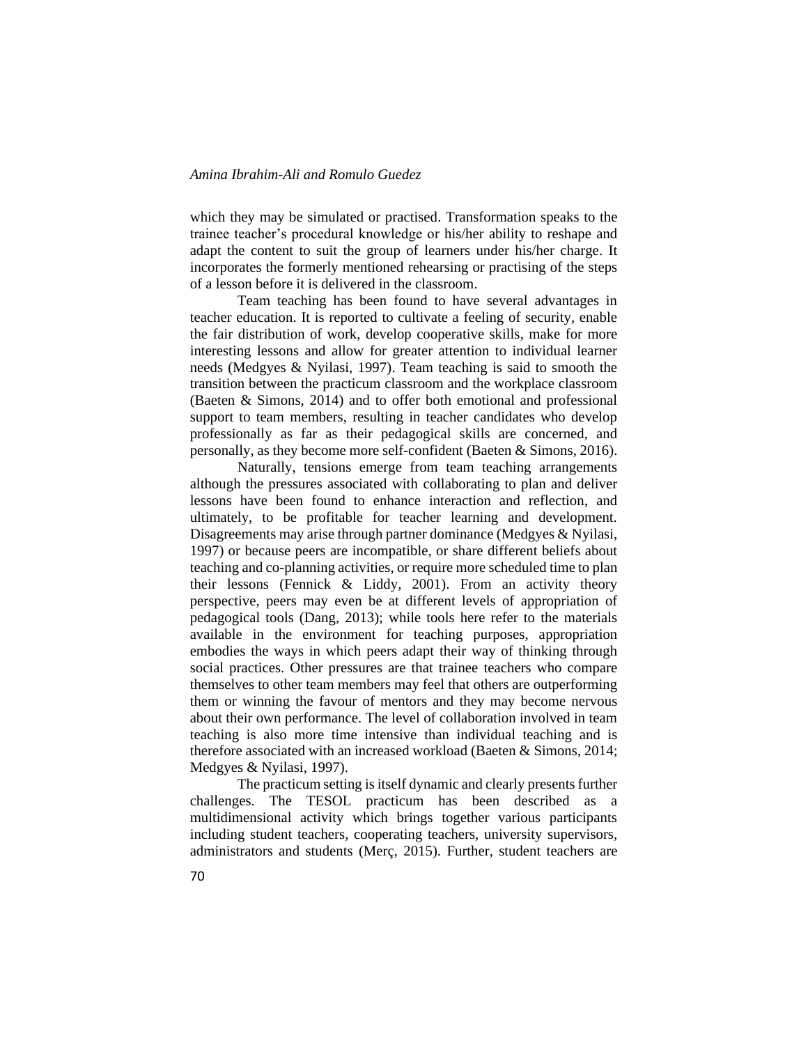which they may be simulated or practised. Transformation speaks to the trainee teacher's procedural knowledge or his/her ability to reshape and adapt the content to suit the group of learners under his/her charge. It incorporates the formerly mentioned rehearsing or practising of the steps of a lesson before it is delivered in the classroom.

Team teaching has been found to have several advantages in teacher education. It is reported to cultivate a feeling of security, enable the fair distribution of work, develop cooperative skills, make for more interesting lessons and allow for greater attention to individual learner needs (Medgyes & Nyilasi, 1997). Team teaching is said to smooth the transition between the practicum classroom and the workplace classroom (Baeten & Simons, 2014) and to offer both emotional and professional support to team members, resulting in teacher candidates who develop professionally as far as their pedagogical skills are concerned, and personally, as they become more self-confident (Baeten & Simons, 2016).

Naturally, tensions emerge from team teaching arrangements although the pressures associated with collaborating to plan and deliver lessons have been found to enhance interaction and reflection, and ultimately, to be profitable for teacher learning and development. Disagreements may arise through partner dominance (Medgyes & Nyilasi, 1997) or because peers are incompatible, or share different beliefs about teaching and co-planning activities, or require more scheduled time to plan their lessons (Fennick & Liddy, 2001). From an activity theory perspective, peers may even be at different levels of appropriation of pedagogical tools (Dang, 2013); while tools here refer to the materials available in the environment for teaching purposes, appropriation embodies the ways in which peers adapt their way of thinking through social practices. Other pressures are that trainee teachers who compare themselves to other team members may feel that others are outperforming them or winning the favour of mentors and they may become nervous about their own performance. The level of collaboration involved in team teaching is also more time intensive than individual teaching and is therefore associated with an increased workload (Baeten & Simons, 2014; Medgyes & Nyilasi, 1997).

The practicum setting is itself dynamic and clearly presents further challenges. The TESOL practicum has been described as a multidimensional activity which brings together various participants including student teachers, cooperating teachers, university supervisors, administrators and students (Merç, 2015). Further, student teachers are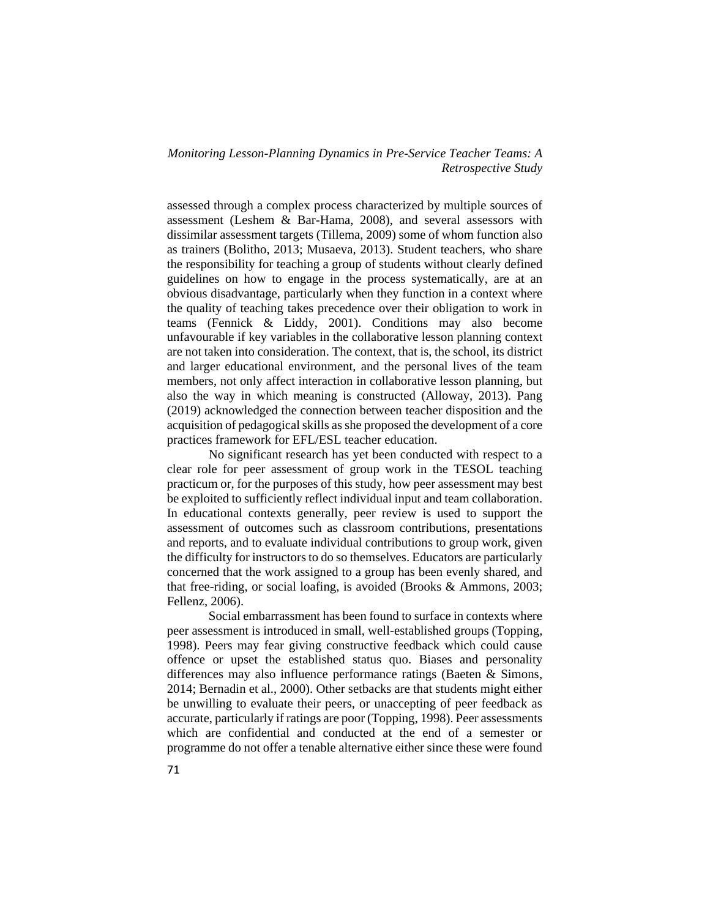assessed through a complex process characterized by multiple sources of assessment (Leshem & Bar-Hama, 2008), and several assessors with dissimilar assessment targets (Tillema, 2009) some of whom function also as trainers (Bolitho, 2013; Musaeva, 2013). Student teachers, who share the responsibility for teaching a group of students without clearly defined guidelines on how to engage in the process systematically, are at an obvious disadvantage, particularly when they function in a context where the quality of teaching takes precedence over their obligation to work in teams (Fennick & Liddy, 2001). Conditions may also become unfavourable if key variables in the collaborative lesson planning context are not taken into consideration. The context, that is, the school, its district and larger educational environment, and the personal lives of the team members, not only affect interaction in collaborative lesson planning, but also the way in which meaning is constructed (Alloway, 2013). Pang (2019) acknowledged the connection between teacher disposition and the acquisition of pedagogical skills as she proposed the development of a core practices framework for EFL/ESL teacher education.

No significant research has yet been conducted with respect to a clear role for peer assessment of group work in the TESOL teaching practicum or, for the purposes of this study, how peer assessment may best be exploited to sufficiently reflect individual input and team collaboration. In educational contexts generally, peer review is used to support the assessment of outcomes such as classroom contributions, presentations and reports, and to evaluate individual contributions to group work, given the difficulty for instructors to do so themselves. Educators are particularly concerned that the work assigned to a group has been evenly shared, and that free-riding, or social loafing, is avoided (Brooks & Ammons, 2003; Fellenz, 2006).

Social embarrassment has been found to surface in contexts where peer assessment is introduced in small, well-established groups (Topping, 1998). Peers may fear giving constructive feedback which could cause offence or upset the established status quo. Biases and personality differences may also influence performance ratings (Baeten & Simons, 2014; Bernadin et al., 2000). Other setbacks are that students might either be unwilling to evaluate their peers, or unaccepting of peer feedback as accurate, particularly if ratings are poor (Topping, 1998). Peer assessments which are confidential and conducted at the end of a semester or programme do not offer a tenable alternative either since these were found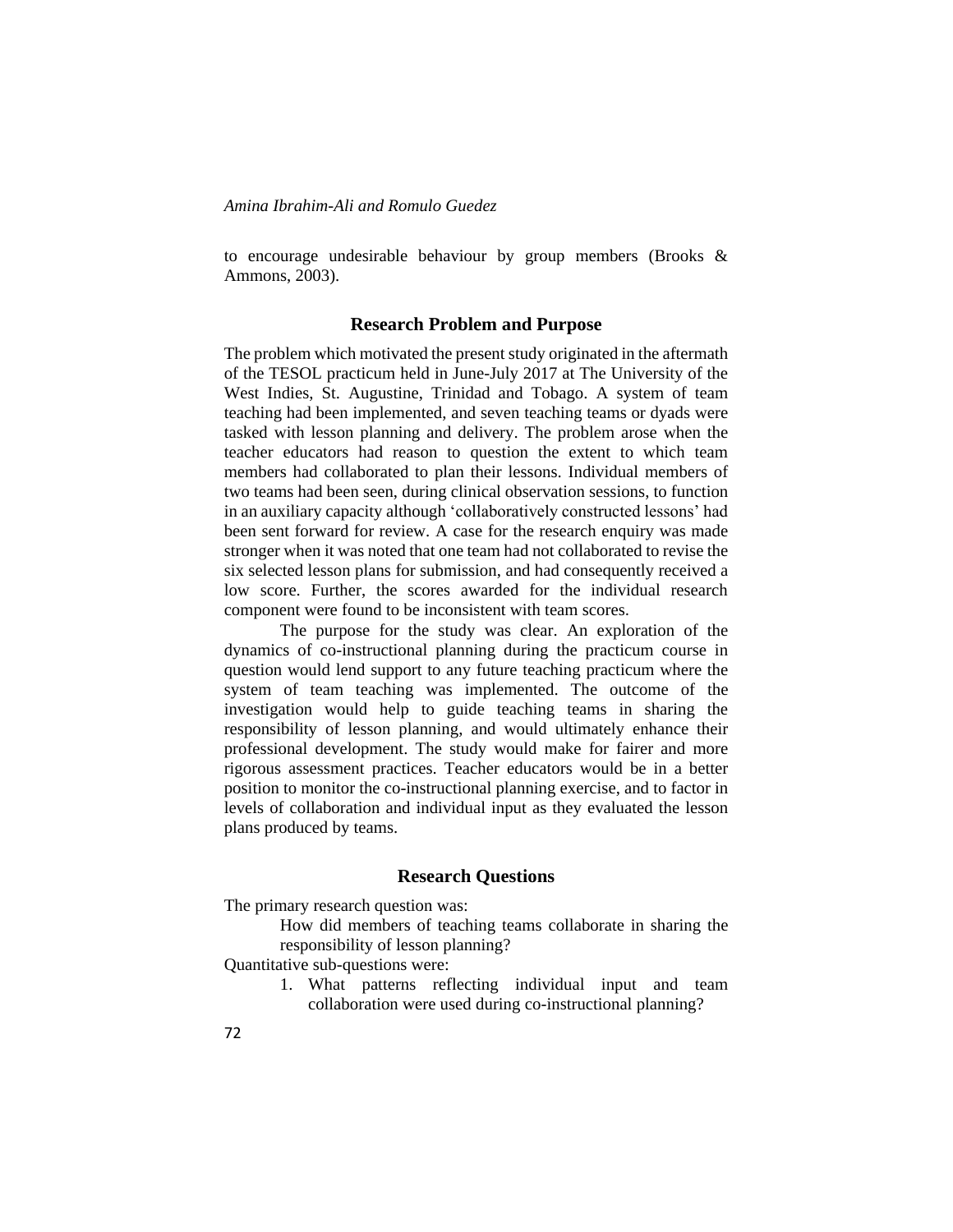to encourage undesirable behaviour by group members (Brooks & Ammons, 2003).

## Research Problem and Purpose

The problem which motivated the present study originated in the aftermath of the TESOL practicum held in June-July 2017 at The University of the West Indies, St. Augustine, Trinidad and Tobago. A system of team teaching had been implemented, and seven teaching teams or dyads were tasked with lesson planning and delivery. The problem arose when the teacher educators had reason to question the extent to which team members had collaborated to plan their lessons. Individual members of two teams had been seen, during clinical observation sessions, to function in an auxiliary capacity although 'collaboratively constructed lessons' had been sent forward for review. A case for the research enquiry was made stronger when it was noted that one team had not collaborated to revise the six selected lesson plans for submission, and had consequently received a low score. Further, the scores awarded for the individual research component were found to be inconsistent with team scores.

The purpose for the study was clear. An exploration of the dynamics of co-instructional planning during the practicum course in question would lend support to any future teaching practicum where the system of team teaching was implemented. The outcome of the investigation would help to guide teaching teams in sharing the responsibility of lesson planning, and would ultimately enhance their professional development. The study would make for fairer and more rigorous assessment practices. Teacher educators would be in a better position to monitor the co-instructional planning exercise, and to factor in levels of collaboration and individual input as they evaluated the lesson plans produced by teams.

## Research Questions

The primary research question was:

> How did members of teaching teams collaborate in sharing the responsibility of lesson planning?

Quantitative sub-questions were:

1. What patterns reflecting individual input and team collaboration were used during co-instructional planning?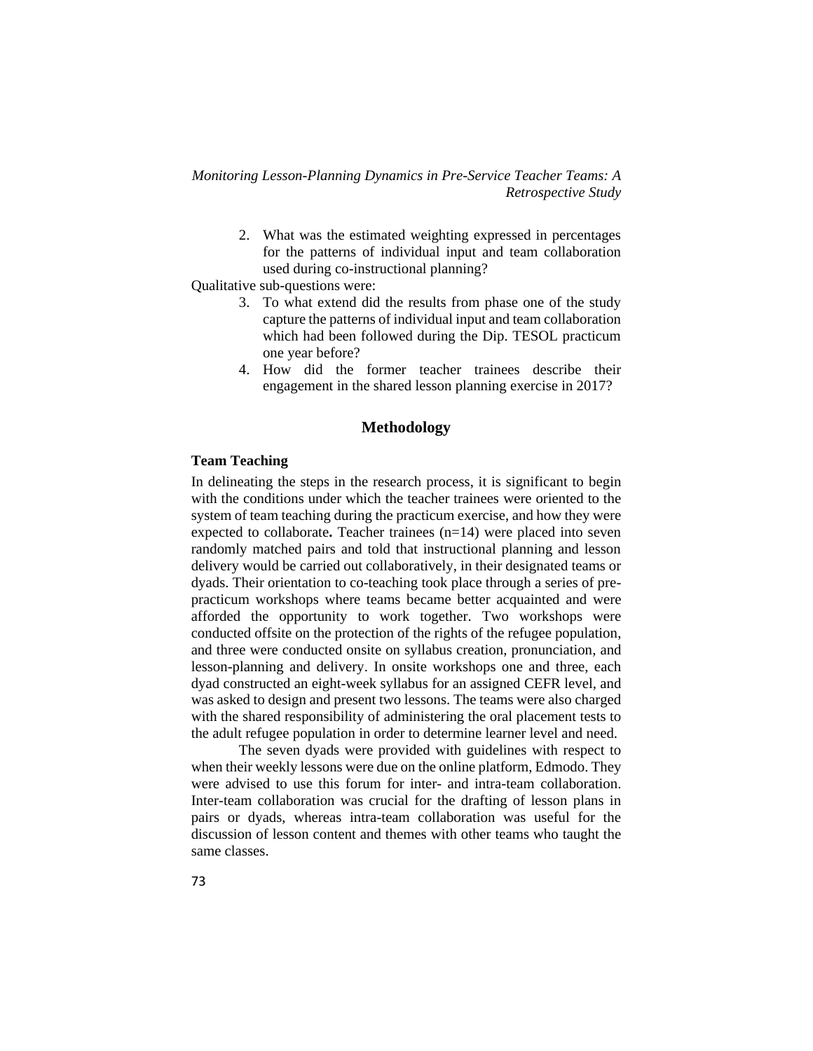2. What was the estimated weighting expressed in percentages for the patterns of individual input and team collaboration used during co-instructional planning?

Qualitative sub-questions were:

3. To what extend did the results from phase one of the study capture the patterns of individual input and team collaboration which had been followed during the Dip. TESOL practicum one year before?
4. How did the former teacher trainees describe their engagement in the shared lesson planning exercise in 2017?

## Methodology

### Team Teaching

In delineating the steps in the research process, it is significant to begin with the conditions under which the teacher trainees were oriented to the system of team teaching during the practicum exercise, and how they were expected to collaborate**.** Teacher trainees (n=14) were placed into seven randomly matched pairs and told that instructional planning and lesson delivery would be carried out collaboratively, in their designated teams or dyads. Their orientation to co-teaching took place through a series of pre-practicum workshops where teams became better acquainted and were afforded the opportunity to work together. Two workshops were conducted offsite on the protection of the rights of the refugee population, and three were conducted onsite on syllabus creation, pronunciation, and lesson-planning and delivery. In onsite workshops one and three, each dyad constructed an eight-week syllabus for an assigned CEFR level, and was asked to design and present two lessons. The teams were also charged with the shared responsibility of administering the oral placement tests to the adult refugee population in order to determine learner level and need.

The seven dyads were provided with guidelines with respect to when their weekly lessons were due on the online platform, Edmodo. They were advised to use this forum for inter- and intra-team collaboration. Inter-team collaboration was crucial for the drafting of lesson plans in pairs or dyads, whereas intra-team collaboration was useful for the discussion of lesson content and themes with other teams who taught the same classes.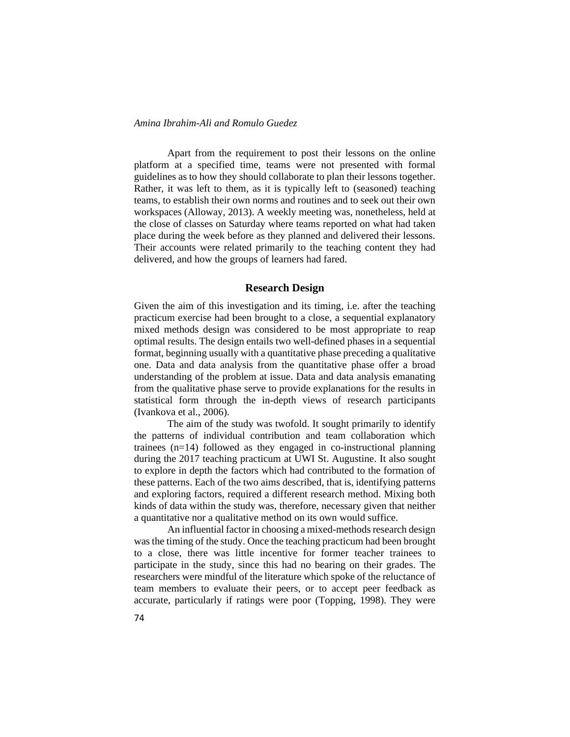Apart from the requirement to post their lessons on the online platform at a specified time, teams were not presented with formal guidelines as to how they should collaborate to plan their lessons together. Rather, it was left to them, as it is typically left to (seasoned) teaching teams, to establish their own norms and routines and to seek out their own workspaces (Alloway, 2013). A weekly meeting was, nonetheless, held at the close of classes on Saturday where teams reported on what had taken place during the week before as they planned and delivered their lessons. Their accounts were related primarily to the teaching content they had delivered, and how the groups of learners had fared.

## Research Design

Given the aim of this investigation and its timing, i.e. after the teaching practicum exercise had been brought to a close, a sequential explanatory mixed methods design was considered to be most appropriate to reap optimal results. The design entails two well-defined phases in a sequential format, beginning usually with a quantitative phase preceding a qualitative one. Data and data analysis from the quantitative phase offer a broad understanding of the problem at issue. Data and data analysis emanating from the qualitative phase serve to provide explanations for the results in statistical form through the in-depth views of research participants (Ivankova et al., 2006).

The aim of the study was twofold. It sought primarily to identify the patterns of individual contribution and team collaboration which trainees (n=14) followed as they engaged in co-instructional planning during the 2017 teaching practicum at UWI St. Augustine. It also sought to explore in depth the factors which had contributed to the formation of these patterns. Each of the two aims described, that is, identifying patterns and exploring factors, required a different research method. Mixing both kinds of data within the study was, therefore, necessary given that neither a quantitative nor a qualitative method on its own would suffice.

An influential factor in choosing a mixed-methods research design was the timing of the study. Once the teaching practicum had been brought to a close, there was little incentive for former teacher trainees to participate in the study, since this had no bearing on their grades. The researchers were mindful of the literature which spoke of the reluctance of team members to evaluate their peers, or to accept peer feedback as accurate, particularly if ratings were poor (Topping, 1998). They were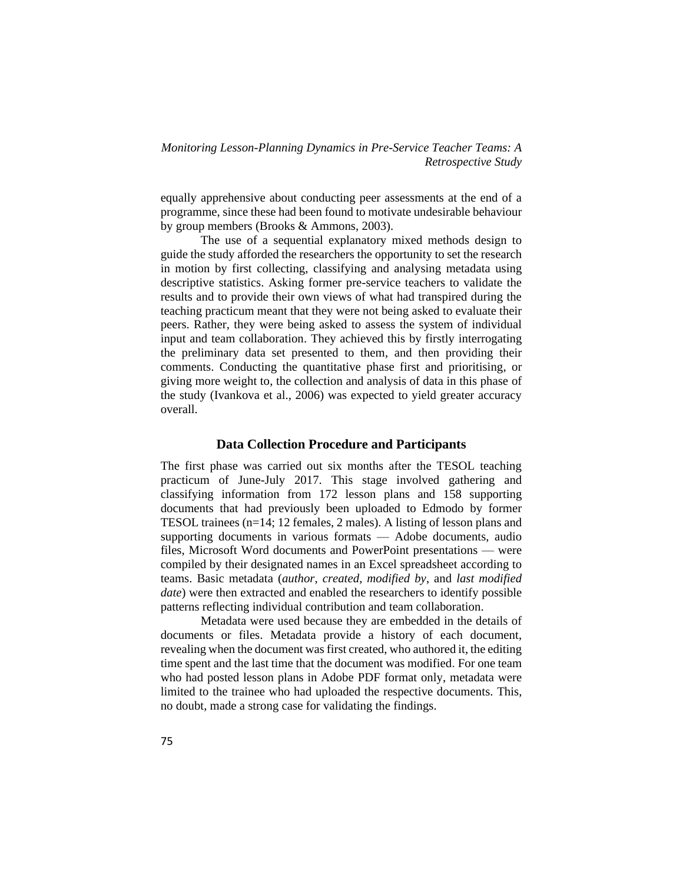equally apprehensive about conducting peer assessments at the end of a programme, since these had been found to motivate undesirable behaviour by group members (Brooks & Ammons, 2003).

The use of a sequential explanatory mixed methods design to guide the study afforded the researchers the opportunity to set the research in motion by first collecting, classifying and analysing metadata using descriptive statistics. Asking former pre-service teachers to validate the results and to provide their own views of what had transpired during the teaching practicum meant that they were not being asked to evaluate their peers. Rather, they were being asked to assess the system of individual input and team collaboration. They achieved this by firstly interrogating the preliminary data set presented to them, and then providing their comments. Conducting the quantitative phase first and prioritising, or giving more weight to, the collection and analysis of data in this phase of the study (Ivankova et al., 2006) was expected to yield greater accuracy overall.

## Data Collection Procedure and Participants

The first phase was carried out six months after the TESOL teaching practicum of June-July 2017. This stage involved gathering and classifying information from 172 lesson plans and 158 supporting documents that had previously been uploaded to Edmodo by former TESOL trainees (n=14; 12 females, 2 males). A listing of lesson plans and supporting documents in various formats — Adobe documents, audio files, Microsoft Word documents and PowerPoint presentations — were compiled by their designated names in an Excel spreadsheet according to teams. Basic metadata (*author*, *created*, *modified by*, and *last modified date*) were then extracted and enabled the researchers to identify possible patterns reflecting individual contribution and team collaboration.

Metadata were used because they are embedded in the details of documents or files. Metadata provide a history of each document, revealing when the document was first created, who authored it, the editing time spent and the last time that the document was modified. For one team who had posted lesson plans in Adobe PDF format only, metadata were limited to the trainee who had uploaded the respective documents. This, no doubt, made a strong case for validating the findings.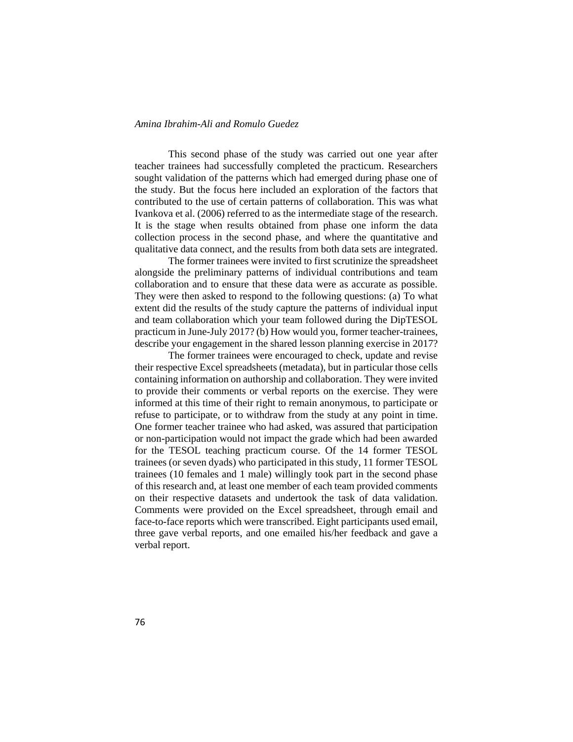This second phase of the study was carried out one year after teacher trainees had successfully completed the practicum. Researchers sought validation of the patterns which had emerged during phase one of the study. But the focus here included an exploration of the factors that contributed to the use of certain patterns of collaboration. This was what Ivankova et al. (2006) referred to as the intermediate stage of the research. It is the stage when results obtained from phase one inform the data collection process in the second phase, and where the quantitative and qualitative data connect, and the results from both data sets are integrated.

The former trainees were invited to first scrutinize the spreadsheet alongside the preliminary patterns of individual contributions and team collaboration and to ensure that these data were as accurate as possible. They were then asked to respond to the following questions: (a) To what extent did the results of the study capture the patterns of individual input and team collaboration which your team followed during the DipTESOL practicum in June-July 2017? (b) How would you, former teacher-trainees, describe your engagement in the shared lesson planning exercise in 2017?

The former trainees were encouraged to check, update and revise their respective Excel spreadsheets (metadata), but in particular those cells containing information on authorship and collaboration. They were invited to provide their comments or verbal reports on the exercise. They were informed at this time of their right to remain anonymous, to participate or refuse to participate, or to withdraw from the study at any point in time. One former teacher trainee who had asked, was assured that participation or non-participation would not impact the grade which had been awarded for the TESOL teaching practicum course. Of the 14 former TESOL trainees (or seven dyads) who participated in this study, 11 former TESOL trainees (10 females and 1 male) willingly took part in the second phase of this research and, at least one member of each team provided comments on their respective datasets and undertook the task of data validation. Comments were provided on the Excel spreadsheet, through email and face-to-face reports which were transcribed. Eight participants used email, three gave verbal reports, and one emailed his/her feedback and gave a verbal report.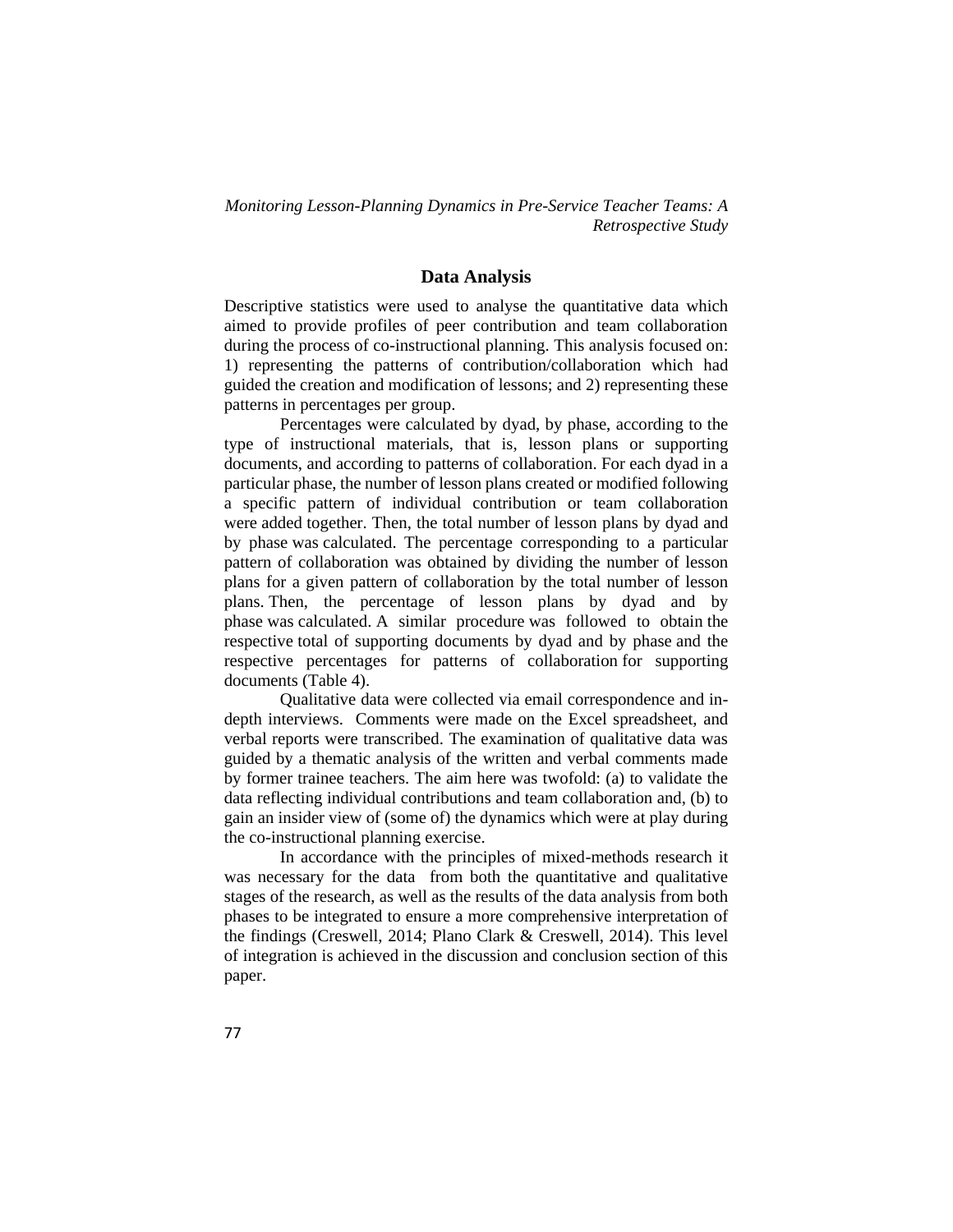## Data Analysis

Descriptive statistics were used to analyse the quantitative data which aimed to provide profiles of peer contribution and team collaboration during the process of co-instructional planning. This analysis focused on: 1) representing the patterns of contribution/collaboration which had guided the creation and modification of lessons; and 2) representing these patterns in percentages per group.

Percentages were calculated by dyad, by phase, according to the type of instructional materials, that is, lesson plans or supporting documents, and according to patterns of collaboration. For each dyad in a particular phase, the number of lesson plans created or modified following a specific pattern of individual contribution or team collaboration were added together. Then, the total number of lesson plans by dyad and by phase was calculated. The percentage corresponding to a particular pattern of collaboration was obtained by dividing the number of lesson plans for a given pattern of collaboration by the total number of lesson plans. Then, the percentage of lesson plans by dyad and by phase was calculated. A similar procedure was followed to obtain the respective total of supporting documents by dyad and by phase and the respective percentages for patterns of collaboration for supporting documents (Table 4).

Qualitative data were collected via email correspondence and in-depth interviews. Comments were made on the Excel spreadsheet, and verbal reports were transcribed. The examination of qualitative data was guided by a thematic analysis of the written and verbal comments made by former trainee teachers. The aim here was twofold: (a) to validate the data reflecting individual contributions and team collaboration and, (b) to gain an insider view of (some of) the dynamics which were at play during the co-instructional planning exercise.

In accordance with the principles of mixed-methods research it was necessary for the data from both the quantitative and qualitative stages of the research, as well as the results of the data analysis from both phases to be integrated to ensure a more comprehensive interpretation of the findings (Creswell, 2014; Plano Clark & Creswell, 2014). This level of integration is achieved in the discussion and conclusion section of this paper.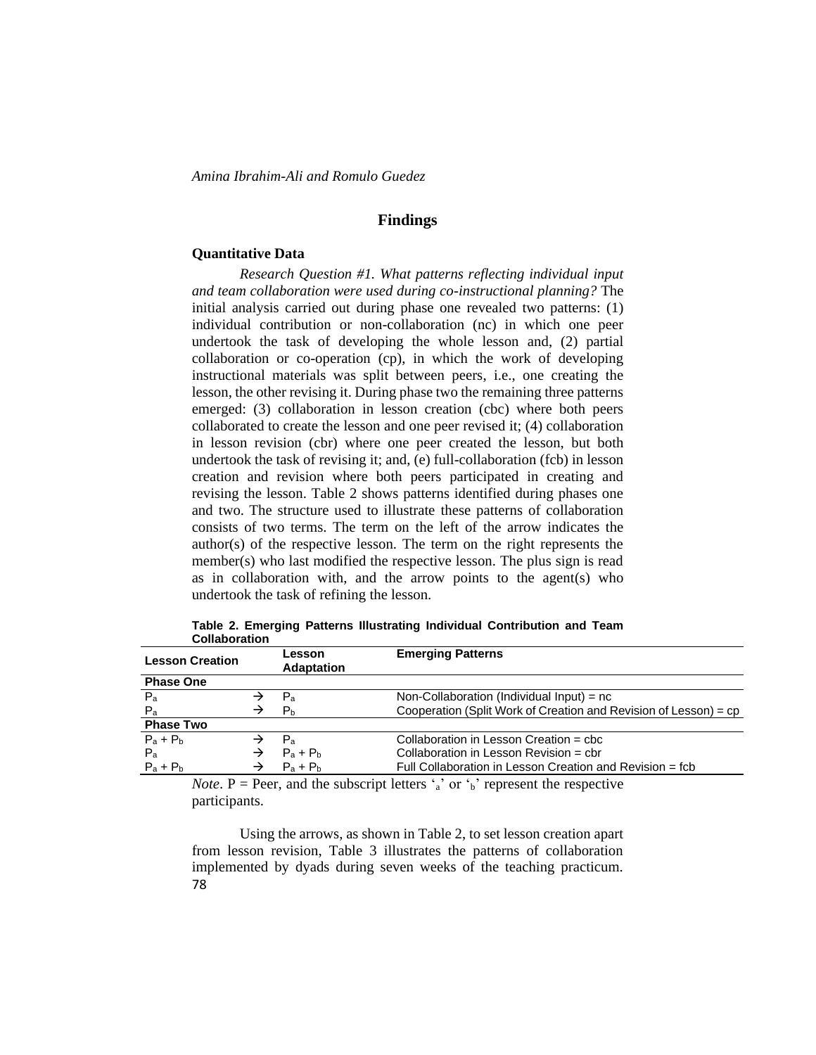## Findings

### Quantitative Data

*Research Question #1. What patterns reflecting individual input and team collaboration were used during co-instructional planning?* The initial analysis carried out during phase one revealed two patterns: (1) individual contribution or non-collaboration (nc) in which one peer undertook the task of developing the whole lesson and, (2) partial collaboration or co-operation (cp), in which the work of developing instructional materials was split between peers, i.e., one creating the lesson, the other revising it. During phase two the remaining three patterns emerged: (3) collaboration in lesson creation (cbc) where both peers collaborated to create the lesson and one peer revised it; (4) collaboration in lesson revision (cbr) where one peer created the lesson, but both undertook the task of revising it; and, (e) full-collaboration (fcb) in lesson creation and revision where both peers participated in creating and revising the lesson. Table 2 shows patterns identified during phases one and two. The structure used to illustrate these patterns of collaboration consists of two terms. The term on the left of the arrow indicates the author(s) of the respective lesson. The term on the right represents the member(s) who last modified the respective lesson. The plus sign is read as in collaboration with, and the arrow points to the agent(s) who undertook the task of refining the lesson.

**Table 2. Emerging Patterns Illustrating Individual Contribution and Team Collaboration**

| Lesson Creation | | Lesson Adaptation | Emerging Patterns |
|---|---|---|---|
| **Phase One** | | | |
| $P_a$ | → | $P_a$ | Non-Collaboration (Individual Input) = nc |
| $P_a$ | → | $P_b$ | Cooperation (Split Work of Creation and Revision of Lesson) = cp |
| **Phase Two** | | | |
| $P_a + P_b$ | → | $P_a$ | Collaboration in Lesson Creation = cbc |
| $P_a$ | → | $P_a + P_b$ | Collaboration in Lesson Revision = cbr |
| $P_a + P_b$ | → | $P_a + P_b$ | Full Collaboration in Lesson Creation and Revision = fcb |

*Note*. P = Peer, and the subscript letters '$_a$' or '$_b$' represent the respective participants.

Using the arrows, as shown in Table 2, to set lesson creation apart from lesson revision, Table 3 illustrates the patterns of collaboration implemented by dyads during seven weeks of the teaching practicum.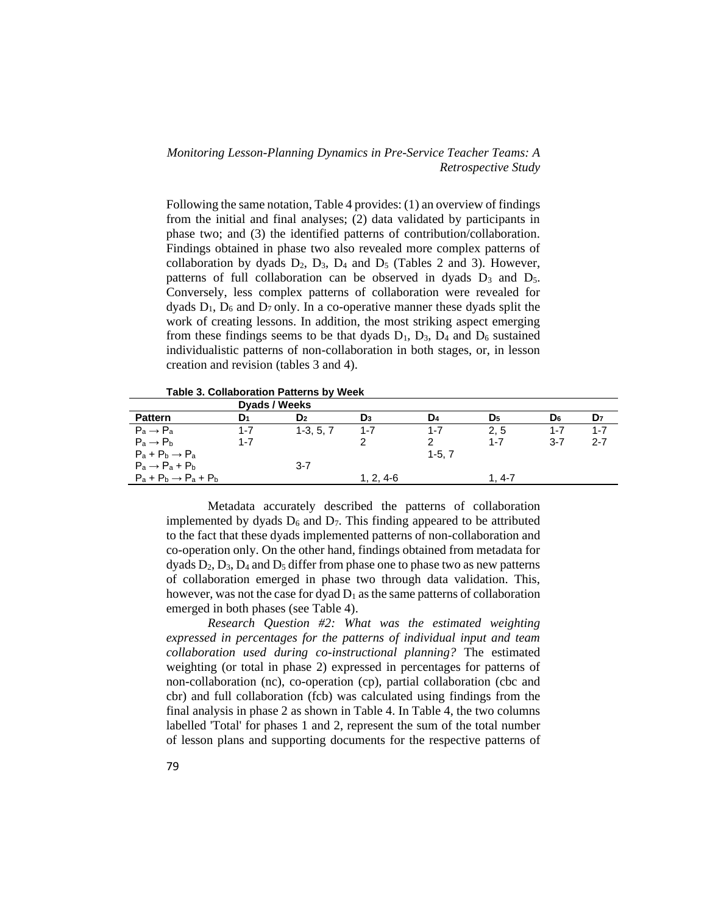Following the same notation, Table 4 provides: (1) an overview of findings from the initial and final analyses; (2) data validated by participants in phase two; and (3) the identified patterns of contribution/collaboration. Findings obtained in phase two also revealed more complex patterns of collaboration by dyads $D_2$, $D_3$, $D_4$ and $D_5$ (Tables 2 and 3). However, patterns of full collaboration can be observed in dyads $D_3$ and $D_5$. Conversely, less complex patterns of collaboration were revealed for dyads $D_1$, $D_6$ and $D_7$ only. In a co-operative manner these dyads split the work of creating lessons. In addition, the most striking aspect emerging from these findings seems to be that dyads $D_1$, $D_3$, $D_4$ and $D_6$ sustained individualistic patterns of non-collaboration in both stages, or, in lesson creation and revision (tables 3 and 4).

**Table 3. Collaboration Patterns by Week**

| | Dyads / Weeks | | | | | | |
|---|---|---|---|---|---|---|---|
| **Pattern** | **$D_1$** | **$D_2$** | **$D_3$** | **$D_4$** | **$D_5$** | **$D_6$** | **$D_7$** |
| $P_a \rightarrow P_a$ | 1-7 | 1-3, 5, 7 | 1-7 | 1-7 | 2, 5 | 1-7 | 1-7 |
| $P_a \rightarrow P_b$ | 1-7 | | 2 | 2 | 1-7 | 3-7 | 2-7 |
| $P_a + P_b \rightarrow P_a$ | | | | 1-5, 7 | | | |
| $P_a \rightarrow P_a + P_b$ | | 3-7 | | | | | |
| $P_a + P_b \rightarrow P_a + P_b$ | | | 1, 2, 4-6 | | 1, 4-7 | | |

Metadata accurately described the patterns of collaboration implemented by dyads $D_6$ and $D_7$. This finding appeared to be attributed to the fact that these dyads implemented patterns of non-collaboration and co-operation only. On the other hand, findings obtained from metadata for dyads $D_2$, $D_3$, $D_4$ and $D_5$ differ from phase one to phase two as new patterns of collaboration emerged in phase two through data validation. This, however, was not the case for dyad $D_1$ as the same patterns of collaboration emerged in both phases (see Table 4).

*Research Question #2: What was the estimated weighting expressed in percentages for the patterns of individual input and team collaboration used during co-instructional planning?* The estimated weighting (or total in phase 2) expressed in percentages for patterns of non-collaboration (nc), co-operation (cp), partial collaboration (cbc and cbr) and full collaboration (fcb) was calculated using findings from the final analysis in phase 2 as shown in Table 4. In Table 4, the two columns labelled 'Total' for phases 1 and 2, represent the sum of the total number of lesson plans and supporting documents for the respective patterns of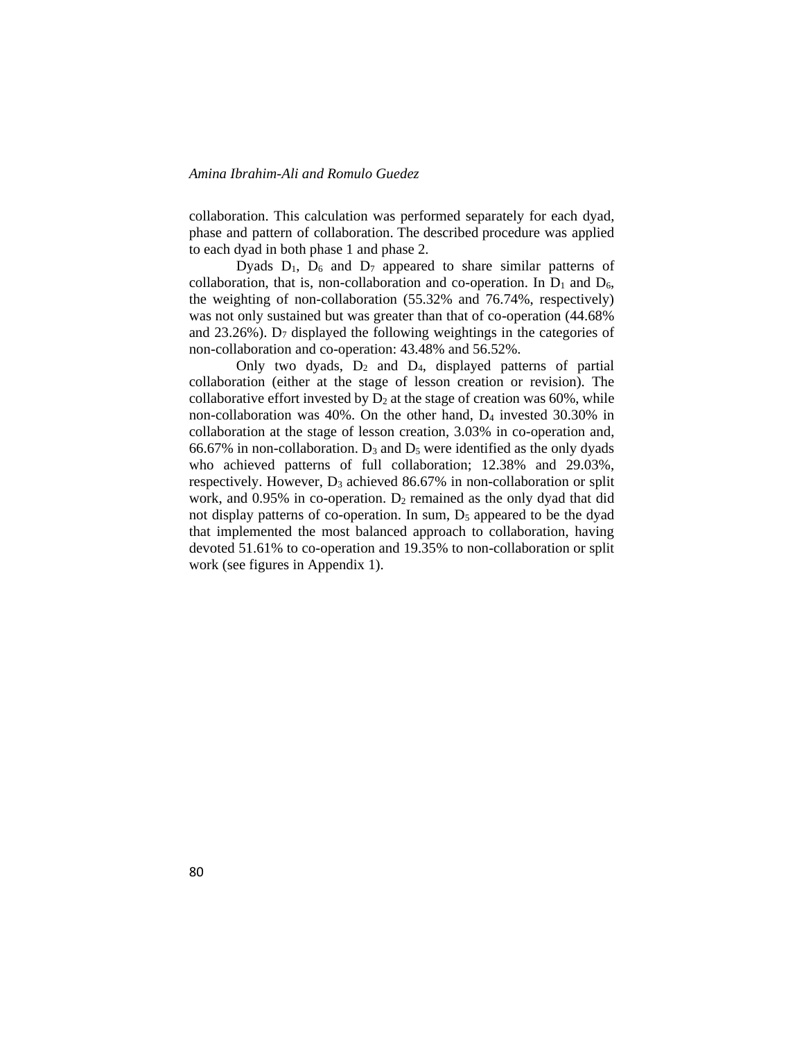collaboration. This calculation was performed separately for each dyad, phase and pattern of collaboration. The described procedure was applied to each dyad in both phase 1 and phase 2.

Dyads $D_1$, $D_6$ and $D_7$ appeared to share similar patterns of collaboration, that is, non-collaboration and co-operation. In $D_1$ and $D_6$, the weighting of non-collaboration (55.32% and 76.74%, respectively) was not only sustained but was greater than that of co-operation (44.68% and 23.26%). $D_7$ displayed the following weightings in the categories of non-collaboration and co-operation: 43.48% and 56.52%.

Only two dyads, $D_2$ and $D_4$, displayed patterns of partial collaboration (either at the stage of lesson creation or revision). The collaborative effort invested by $D_2$ at the stage of creation was 60%, while non-collaboration was 40%. On the other hand, $D_4$ invested 30.30% in collaboration at the stage of lesson creation, 3.03% in co-operation and, 66.67% in non-collaboration. $D_3$ and $D_5$ were identified as the only dyads who achieved patterns of full collaboration; 12.38% and 29.03%, respectively. However, $D_3$ achieved 86.67% in non-collaboration or split work, and 0.95% in co-operation. $D_2$ remained as the only dyad that did not display patterns of co-operation. In sum, $D_5$ appeared to be the dyad that implemented the most balanced approach to collaboration, having devoted 51.61% to co-operation and 19.35% to non-collaboration or split work (see figures in Appendix 1).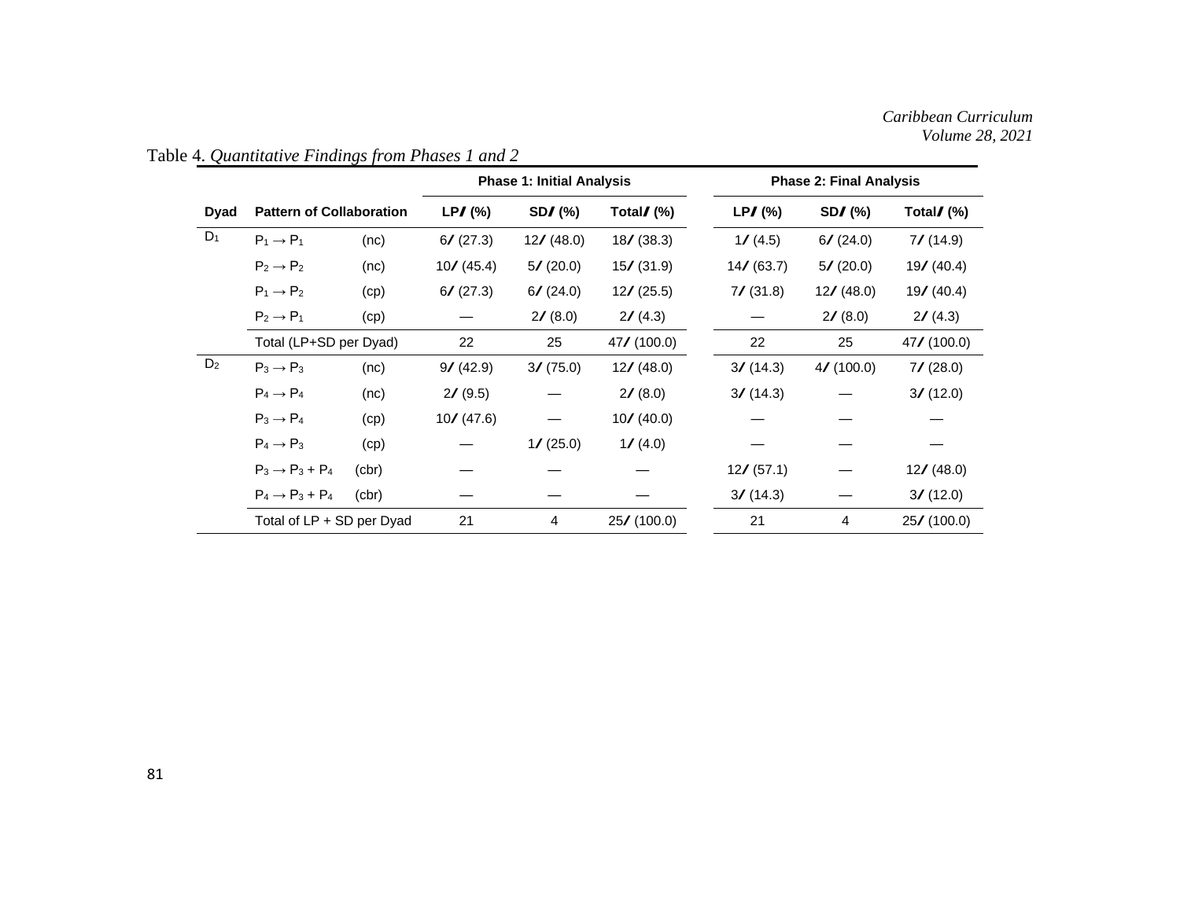Table 4. *Quantitative Findings from Phases 1 and 2*

| Dyad | Pattern of Collaboration | | Phase 1: Initial Analysis | | | Phase 2: Final Analysis | | |
|---|---|---|---|---|---|---|---|---|
| | | | LP/ (%) | SD/ (%) | Total/ (%) | LP/ (%) | SD/ (%) | Total/ (%) |
| $D_1$ | $P_1 \rightarrow P_1$ | (nc) | 6/ (27.3) | 12/ (48.0) | 18/ (38.3) | 1/ (4.5) | 6/ (24.0) | 7/ (14.9) |
| | $P_2 \rightarrow P_2$ | (nc) | 10/ (45.4) | 5/ (20.0) | 15/ (31.9) | 14/ (63.7) | 5/ (20.0) | 19/ (40.4) |
| | $P_1 \rightarrow P_2$ | (cp) | 6/ (27.3) | 6/ (24.0) | 12/ (25.5) | 7/ (31.8) | 12/ (48.0) | 19/ (40.4) |
| | $P_2 \rightarrow P_1$ | (cp) | — | 2/ (8.0) | 2/ (4.3) | — | 2/ (8.0) | 2/ (4.3) |
| | Total (LP+SD per Dyad) | | 22 | 25 | 47/ (100.0) | 22 | 25 | 47/ (100.0) |
| $D_2$ | $P_3 \rightarrow P_3$ | (nc) | 9/ (42.9) | 3/ (75.0) | 12/ (48.0) | 3/ (14.3) | 4/ (100.0) | 7/ (28.0) |
| | $P_4 \rightarrow P_4$ | (nc) | 2/ (9.5) | — | 2/ (8.0) | 3/ (14.3) | — | 3/ (12.0) |
| | $P_3 \rightarrow P_4$ | (cp) | 10/ (47.6) | — | 10/ (40.0) | — | — | — |
| | $P_4 \rightarrow P_3$ | (cp) | — | 1/ (25.0) | 1/ (4.0) | — | — | — |
| | $P_3 \rightarrow P_3 + P_4$ | (cbr) | — | — | — | 12/ (57.1) | — | 12/ (48.0) |
| | $P_4 \rightarrow P_3 + P_4$ | (cbr) | — | — | — | 3/ (14.3) | — | 3/ (12.0) |
| | Total of LP + SD per Dyad | | 21 | 4 | 25/ (100.0) | 21 | 4 | 25/ (100.0) |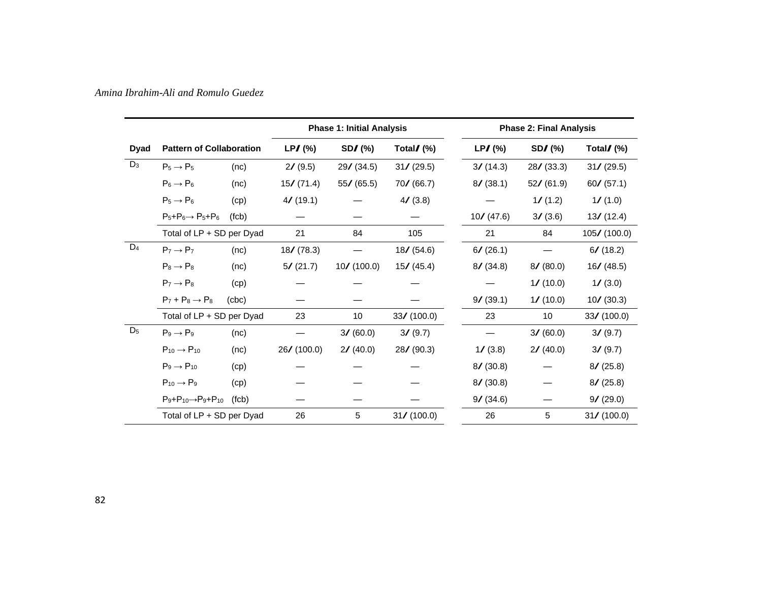| Dyad | Pattern of Collaboration | | Phase 1: Initial Analysis | | | Phase 2: Final Analysis | | |
|---|---|---|---|---|---|---|---|---|
| | | | LP/ (%) | SD/ (%) | Total/ (%) | LP/ (%) | SD/ (%) | Total/ (%) |
| $D_3$ | $P_5 \rightarrow P_5$ | (nc) | 2/ (9.5) | 29/ (34.5) | 31/ (29.5) | 3/ (14.3) | 28/ (33.3) | 31/ (29.5) |
| | $P_6 \rightarrow P_6$ | (nc) | 15/ (71.4) | 55/ (65.5) | 70/ (66.7) | 8/ (38.1) | 52/ (61.9) | 60/ (57.1) |
| | $P_5 \rightarrow P_6$ | (cp) | 4/ (19.1) | — | 4/ (3.8) | — | 1/ (1.2) | 1/ (1.0) |
| | $P_5+P_6 \rightarrow P_5+P_6$ | (fcb) | — | — | — | 10/ (47.6) | 3/ (3.6) | 13/ (12.4) |
| | Total of LP + SD per Dyad | | 21 | 84 | 105 | 21 | 84 | 105/ (100.0) |
| $D_4$ | $P_7 \rightarrow P_7$ | (nc) | 18/ (78.3) | — | 18/ (54.6) | 6/ (26.1) | — | 6/ (18.2) |
| | $P_8 \rightarrow P_8$ | (nc) | 5/ (21.7) | 10/ (100.0) | 15/ (45.4) | 8/ (34.8) | 8/ (80.0) | 16/ (48.5) |
| | $P_7 \rightarrow P_8$ | (cp) | — | — | — | — | 1/ (10.0) | 1/ (3.0) |
| | $P_7 + P_8 \rightarrow P_8$ | (cbc) | — | — | — | 9/ (39.1) | 1/ (10.0) | 10/ (30.3) |
| | Total of LP + SD per Dyad | | 23 | 10 | 33/ (100.0) | 23 | 10 | 33/ (100.0) |
| $D_5$ | $P_9 \rightarrow P_9$ | (nc) | — | 3/ (60.0) | 3/ (9.7) | — | 3/ (60.0) | 3/ (9.7) |
| | $P_{10} \rightarrow P_{10}$ | (nc) | 26/ (100.0) | 2/ (40.0) | 28/ (90.3) | 1/ (3.8) | 2/ (40.0) | 3/ (9.7) |
| | $P_9 \rightarrow P_{10}$ | (cp) | — | — | — | 8/ (30.8) | — | 8/ (25.8) |
| | $P_{10} \rightarrow P_9$ | (cp) | — | — | — | 8/ (30.8) | — | 8/ (25.8) |
| | $P_9+P_{10} \rightarrow P_9+P_{10}$ | (fcb) | — | — | — | 9/ (34.6) | — | 9/ (29.0) |
| | Total of LP + SD per Dyad | | 26 | 5 | 31/ (100.0) | 26 | 5 | 31/ (100.0) |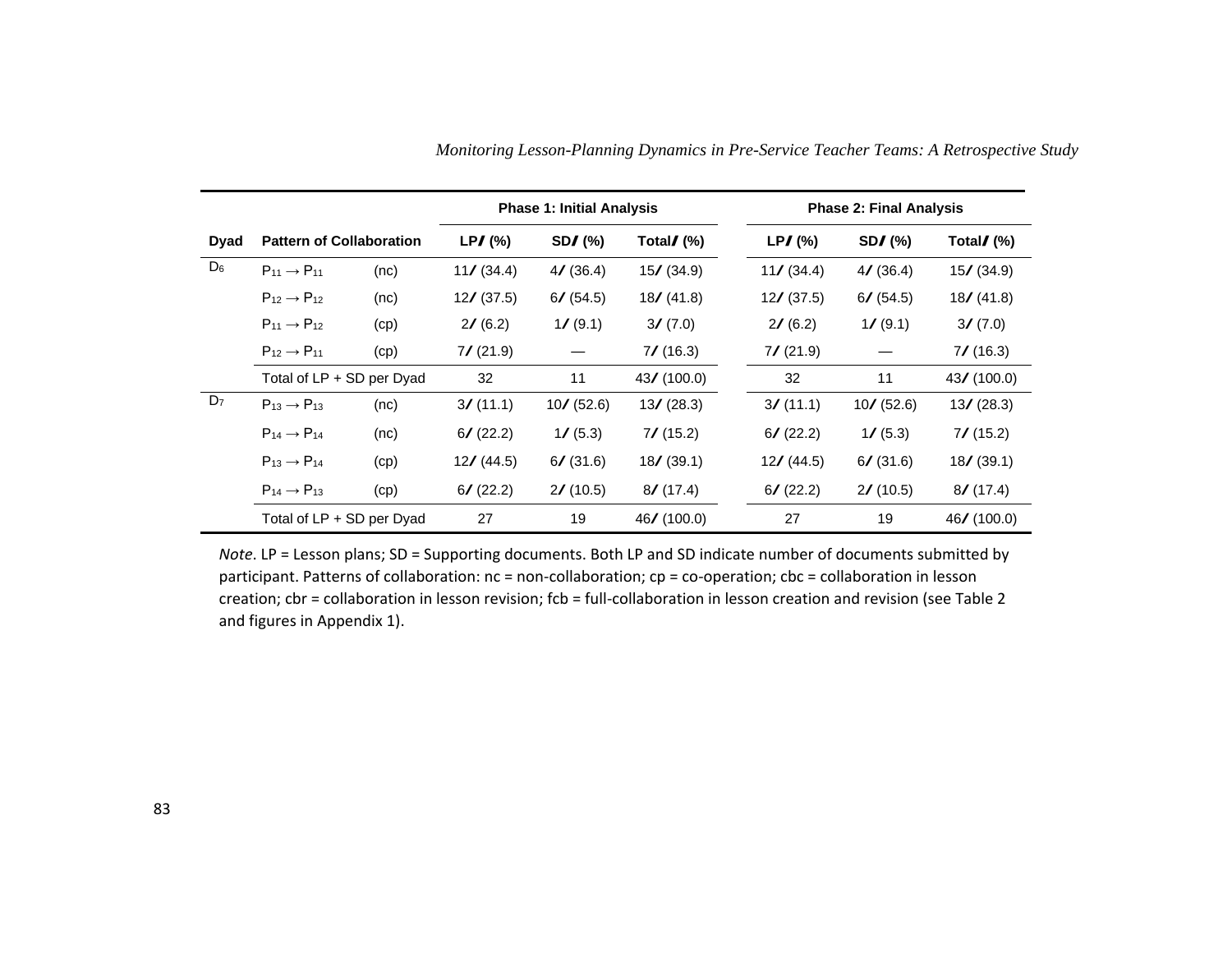| Dyad | Pattern of Collaboration | | Phase 1: Initial Analysis | | | Phase 2: Final Analysis | | |
|---|---|---|---|---|---|---|---|---|
| | | | LP/ (%) | SD/ (%) | Total/ (%) | LP/ (%) | SD/ (%) | Total/ (%) |
| $D_6$ | $P_{11} \rightarrow P_{11}$ | (nc) | 11/ (34.4) | 4/ (36.4) | 15/ (34.9) | 11/ (34.4) | 4/ (36.4) | 15/ (34.9) |
| | $P_{12} \rightarrow P_{12}$ | (nc) | 12/ (37.5) | 6/ (54.5) | 18/ (41.8) | 12/ (37.5) | 6/ (54.5) | 18/ (41.8) |
| | $P_{11} \rightarrow P_{12}$ | (cp) | 2/ (6.2) | 1/ (9.1) | 3/ (7.0) | 2/ (6.2) | 1/ (9.1) | 3/ (7.0) |
| | $P_{12} \rightarrow P_{11}$ | (cp) | 7/ (21.9) | — | 7/ (16.3) | 7/ (21.9) | — | 7/ (16.3) |
| | Total of LP + SD per Dyad | | 32 | 11 | 43/ (100.0) | 32 | 11 | 43/ (100.0) |
| $D_7$ | $P_{13} \rightarrow P_{13}$ | (nc) | 3/ (11.1) | 10/ (52.6) | 13/ (28.3) | 3/ (11.1) | 10/ (52.6) | 13/ (28.3) |
| | $P_{14} \rightarrow P_{14}$ | (nc) | 6/ (22.2) | 1/ (5.3) | 7/ (15.2) | 6/ (22.2) | 1/ (5.3) | 7/ (15.2) |
| | $P_{13} \rightarrow P_{14}$ | (cp) | 12/ (44.5) | 6/ (31.6) | 18/ (39.1) | 12/ (44.5) | 6/ (31.6) | 18/ (39.1) |
| | $P_{14} \rightarrow P_{13}$ | (cp) | 6/ (22.2) | 2/ (10.5) | 8/ (17.4) | 6/ (22.2) | 2/ (10.5) | 8/ (17.4) |
| | Total of LP + SD per Dyad | | 27 | 19 | 46/ (100.0) | 27 | 19 | 46/ (100.0) |

*Note*. LP = Lesson plans; SD = Supporting documents. Both LP and SD indicate number of documents submitted by participant. Patterns of collaboration: nc = non-collaboration; cp = co-operation; cbc = collaboration in lesson creation; cbr = collaboration in lesson revision; fcb = full-collaboration in lesson creation and revision (see Table 2 and figures in Appendix 1).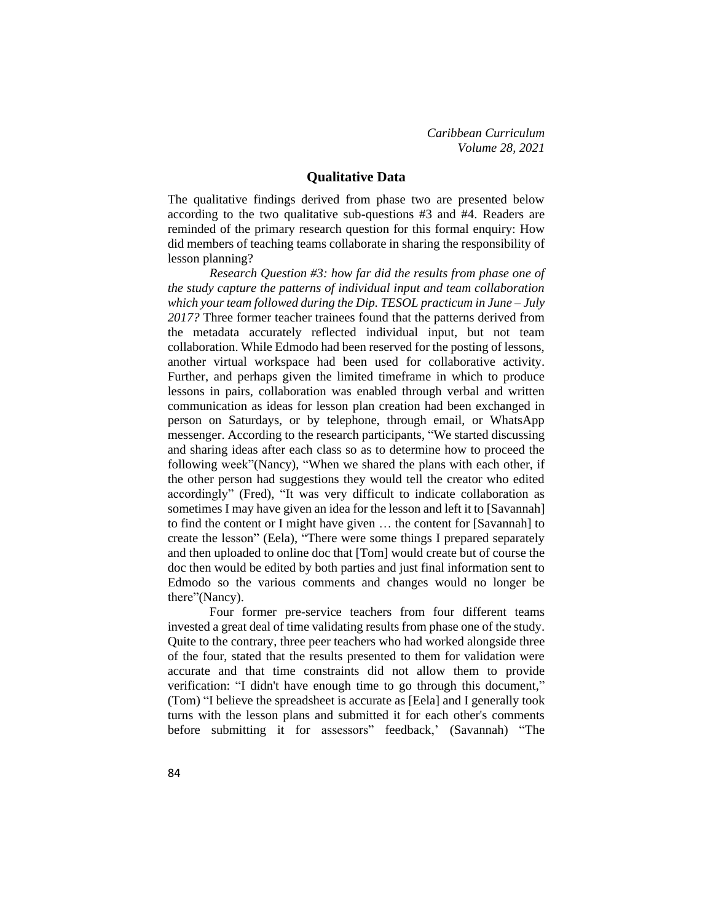## Qualitative Data

The qualitative findings derived from phase two are presented below according to the two qualitative sub-questions #3 and #4. Readers are reminded of the primary research question for this formal enquiry: How did members of teaching teams collaborate in sharing the responsibility of lesson planning?

*Research Question #3: how far did the results from phase one of the study capture the patterns of individual input and team collaboration which your team followed during the Dip. TESOL practicum in June – July 2017?* Three former teacher trainees found that the patterns derived from the metadata accurately reflected individual input, but not team collaboration. While Edmodo had been reserved for the posting of lessons, another virtual workspace had been used for collaborative activity. Further, and perhaps given the limited timeframe in which to produce lessons in pairs, collaboration was enabled through verbal and written communication as ideas for lesson plan creation had been exchanged in person on Saturdays, or by telephone, through email, or WhatsApp messenger. According to the research participants, "We started discussing and sharing ideas after each class so as to determine how to proceed the following week"(Nancy), "When we shared the plans with each other, if the other person had suggestions they would tell the creator who edited accordingly" (Fred), "It was very difficult to indicate collaboration as sometimes I may have given an idea for the lesson and left it to [Savannah] to find the content or I might have given … the content for [Savannah] to create the lesson" (Eela), "There were some things I prepared separately and then uploaded to online doc that [Tom] would create but of course the doc then would be edited by both parties and just final information sent to Edmodo so the various comments and changes would no longer be there"(Nancy).

Four former pre-service teachers from four different teams invested a great deal of time validating results from phase one of the study. Quite to the contrary, three peer teachers who had worked alongside three of the four, stated that the results presented to them for validation were accurate and that time constraints did not allow them to provide verification: "I didn't have enough time to go through this document," (Tom) "I believe the spreadsheet is accurate as [Eela] and I generally took turns with the lesson plans and submitted it for each other's comments before submitting it for assessors" feedback,' (Savannah) "The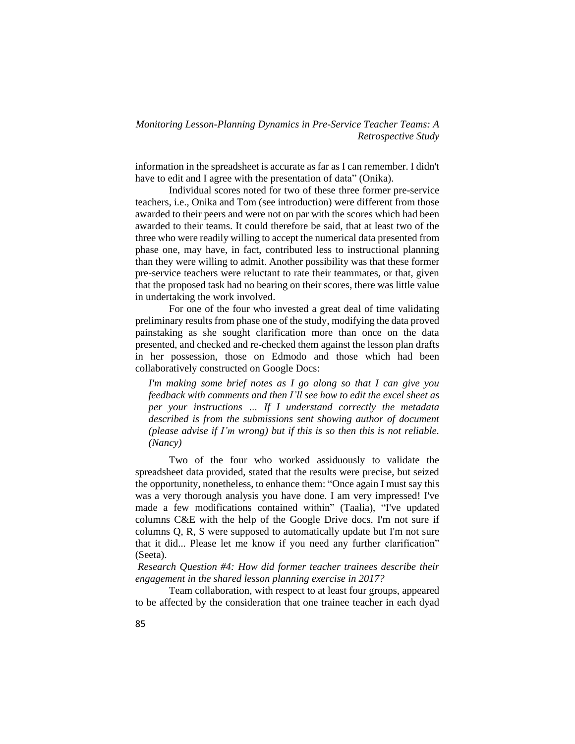information in the spreadsheet is accurate as far as I can remember. I didn't have to edit and I agree with the presentation of data" (Onika).

Individual scores noted for two of these three former pre-service teachers, i.e., Onika and Tom (see introduction) were different from those awarded to their peers and were not on par with the scores which had been awarded to their teams. It could therefore be said, that at least two of the three who were readily willing to accept the numerical data presented from phase one, may have, in fact, contributed less to instructional planning than they were willing to admit. Another possibility was that these former pre-service teachers were reluctant to rate their teammates, or that, given that the proposed task had no bearing on their scores, there was little value in undertaking the work involved.

For one of the four who invested a great deal of time validating preliminary results from phase one of the study, modifying the data proved painstaking as she sought clarification more than once on the data presented, and checked and re-checked them against the lesson plan drafts in her possession, those on Edmodo and those which had been collaboratively constructed on Google Docs:

> *I'm making some brief notes as I go along so that I can give you feedback with comments and then I'll see how to edit the excel sheet as per your instructions ... If I understand correctly the metadata described is from the submissions sent showing author of document (please advise if I'm wrong) but if this is so then this is not reliable. (Nancy)*

Two of the four who worked assiduously to validate the spreadsheet data provided, stated that the results were precise, but seized the opportunity, nonetheless, to enhance them: "Once again I must say this was a very thorough analysis you have done. I am very impressed! I've made a few modifications contained within" (Taalia), "I've updated columns C&E with the help of the Google Drive docs. I'm not sure if columns Q, R, S were supposed to automatically update but I'm not sure that it did... Please let me know if you need any further clarification" (Seeta).

*Research Question #4: How did former teacher trainees describe their engagement in the shared lesson planning exercise in 2017?*

Team collaboration, with respect to at least four groups, appeared to be affected by the consideration that one trainee teacher in each dyad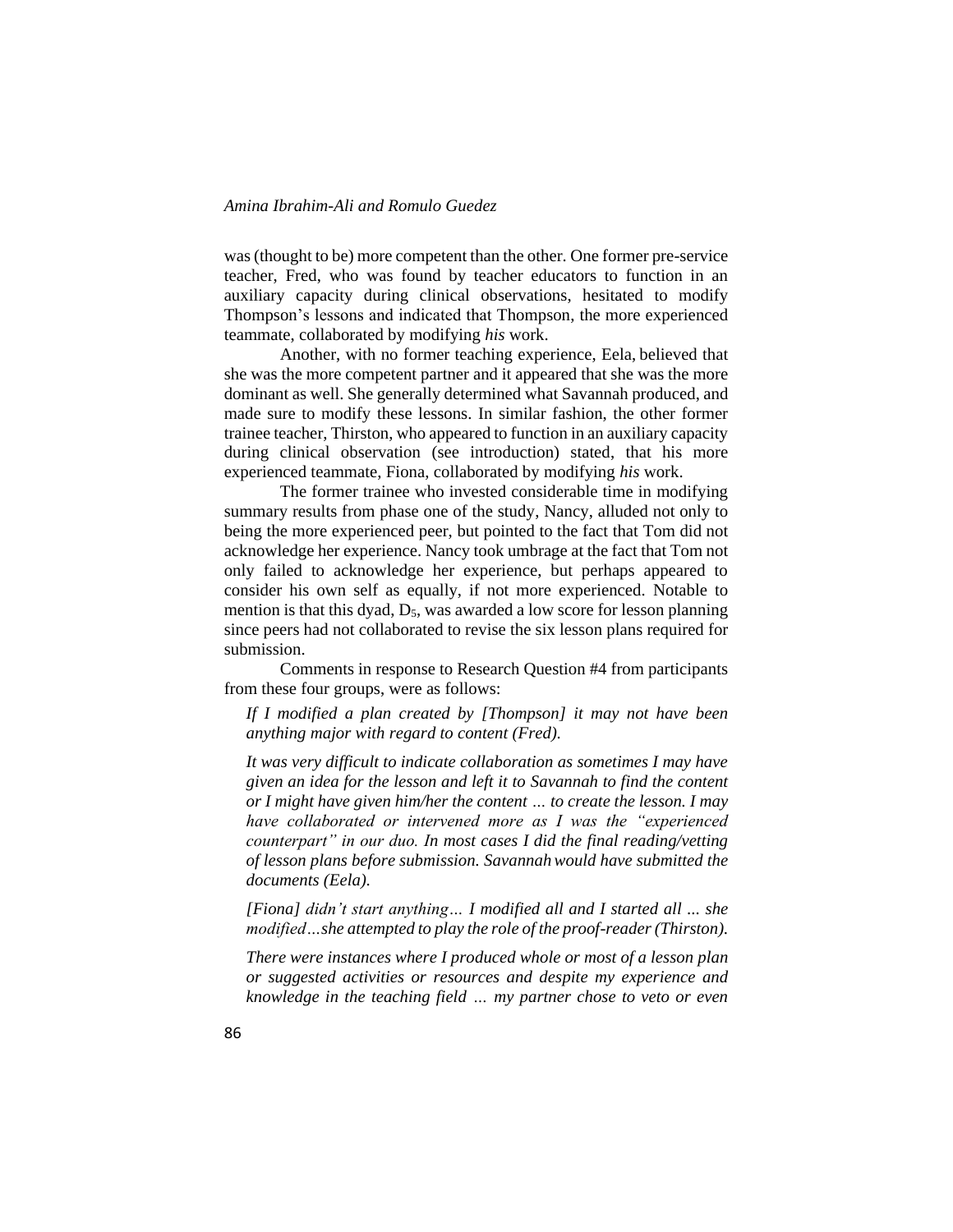was (thought to be) more competent than the other. One former pre-service teacher, Fred, who was found by teacher educators to function in an auxiliary capacity during clinical observations, hesitated to modify Thompson's lessons and indicated that Thompson, the more experienced teammate, collaborated by modifying *his* work.

Another, with no former teaching experience, Eela, believed that she was the more competent partner and it appeared that she was the more dominant as well. She generally determined what Savannah produced, and made sure to modify these lessons. In similar fashion, the other former trainee teacher, Thirston, who appeared to function in an auxiliary capacity during clinical observation (see introduction) stated, that his more experienced teammate, Fiona, collaborated by modifying *his* work.

The former trainee who invested considerable time in modifying summary results from phase one of the study, Nancy, alluded not only to being the more experienced peer, but pointed to the fact that Tom did not acknowledge her experience. Nancy took umbrage at the fact that Tom not only failed to acknowledge her experience, but perhaps appeared to consider his own self as equally, if not more experienced. Notable to mention is that this dyad, $D_5$, was awarded a low score for lesson planning since peers had not collaborated to revise the six lesson plans required for submission.

Comments in response to Research Question #4 from participants from these four groups, were as follows:

> *If I modified a plan created by [Thompson] it may not have been anything major with regard to content (Fred).*
>
> *It was very difficult to indicate collaboration as sometimes I may have given an idea for the lesson and left it to Savannah to find the content or I might have given him/her the content … to create the lesson. I may have collaborated or intervened more as I was the "experienced counterpart" in our duo. In most cases I did the final reading/vetting of lesson plans before submission. Savannah would have submitted the documents (Eela).*
>
> *[Fiona] didn't start anything… I modified all and I started all ... she modified…she attempted to play the role of the proof-reader (Thirston).*
>
> *There were instances where I produced whole or most of a lesson plan or suggested activities or resources and despite my experience and knowledge in the teaching field … my partner chose to veto or even*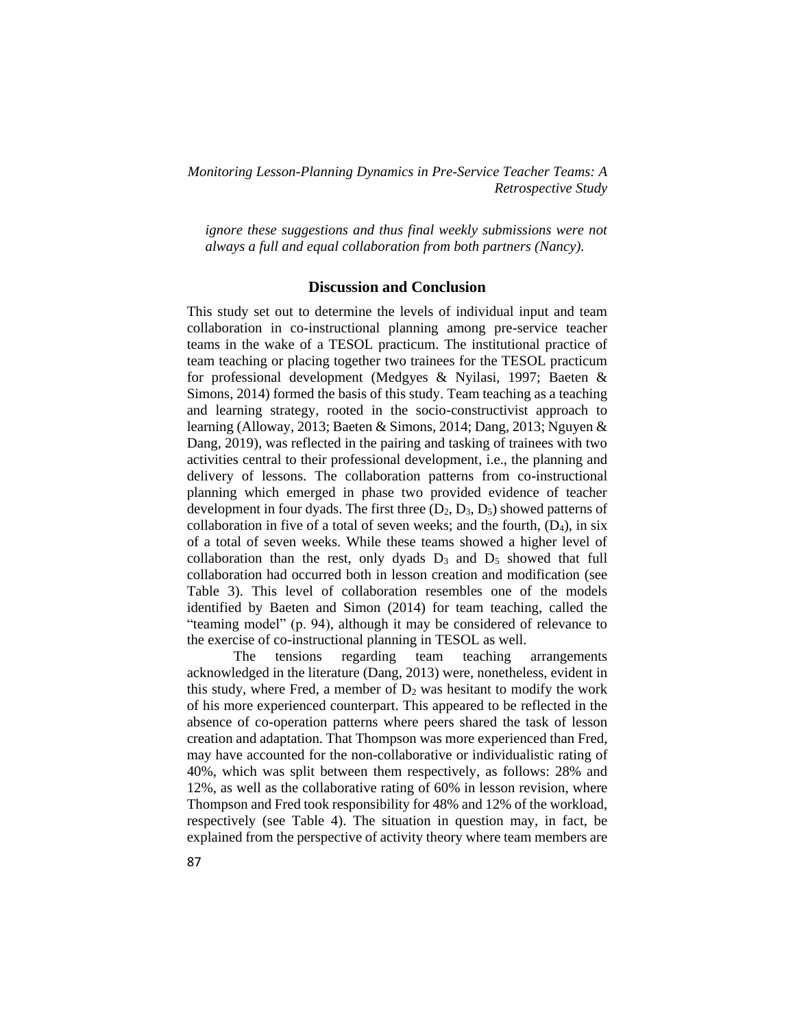*ignore these suggestions and thus final weekly submissions were not always a full and equal collaboration from both partners (Nancy).*

## Discussion and Conclusion

This study set out to determine the levels of individual input and team collaboration in co-instructional planning among pre-service teacher teams in the wake of a TESOL practicum. The institutional practice of team teaching or placing together two trainees for the TESOL practicum for professional development (Medgyes & Nyilasi, 1997; Baeten & Simons, 2014) formed the basis of this study. Team teaching as a teaching and learning strategy, rooted in the socio-constructivist approach to learning (Alloway, 2013; Baeten & Simons, 2014; Dang, 2013; Nguyen & Dang, 2019), was reflected in the pairing and tasking of trainees with two activities central to their professional development, i.e., the planning and delivery of lessons. The collaboration patterns from co-instructional planning which emerged in phase two provided evidence of teacher development in four dyads. The first three ($D_2$, $D_3$, $D_5$) showed patterns of collaboration in five of a total of seven weeks; and the fourth, ($D_4$), in six of a total of seven weeks. While these teams showed a higher level of collaboration than the rest, only dyads $D_3$ and $D_5$ showed that full collaboration had occurred both in lesson creation and modification (see Table 3). This level of collaboration resembles one of the models identified by Baeten and Simon (2014) for team teaching, called the "teaming model" (p. 94), although it may be considered of relevance to the exercise of co-instructional planning in TESOL as well.

The tensions regarding team teaching arrangements acknowledged in the literature (Dang, 2013) were, nonetheless, evident in this study, where Fred, a member of $D_2$ was hesitant to modify the work of his more experienced counterpart. This appeared to be reflected in the absence of co-operation patterns where peers shared the task of lesson creation and adaptation. That Thompson was more experienced than Fred, may have accounted for the non-collaborative or individualistic rating of 40%, which was split between them respectively, as follows: 28% and 12%, as well as the collaborative rating of 60% in lesson revision, where Thompson and Fred took responsibility for 48% and 12% of the workload, respectively (see Table 4). The situation in question may, in fact, be explained from the perspective of activity theory where team members are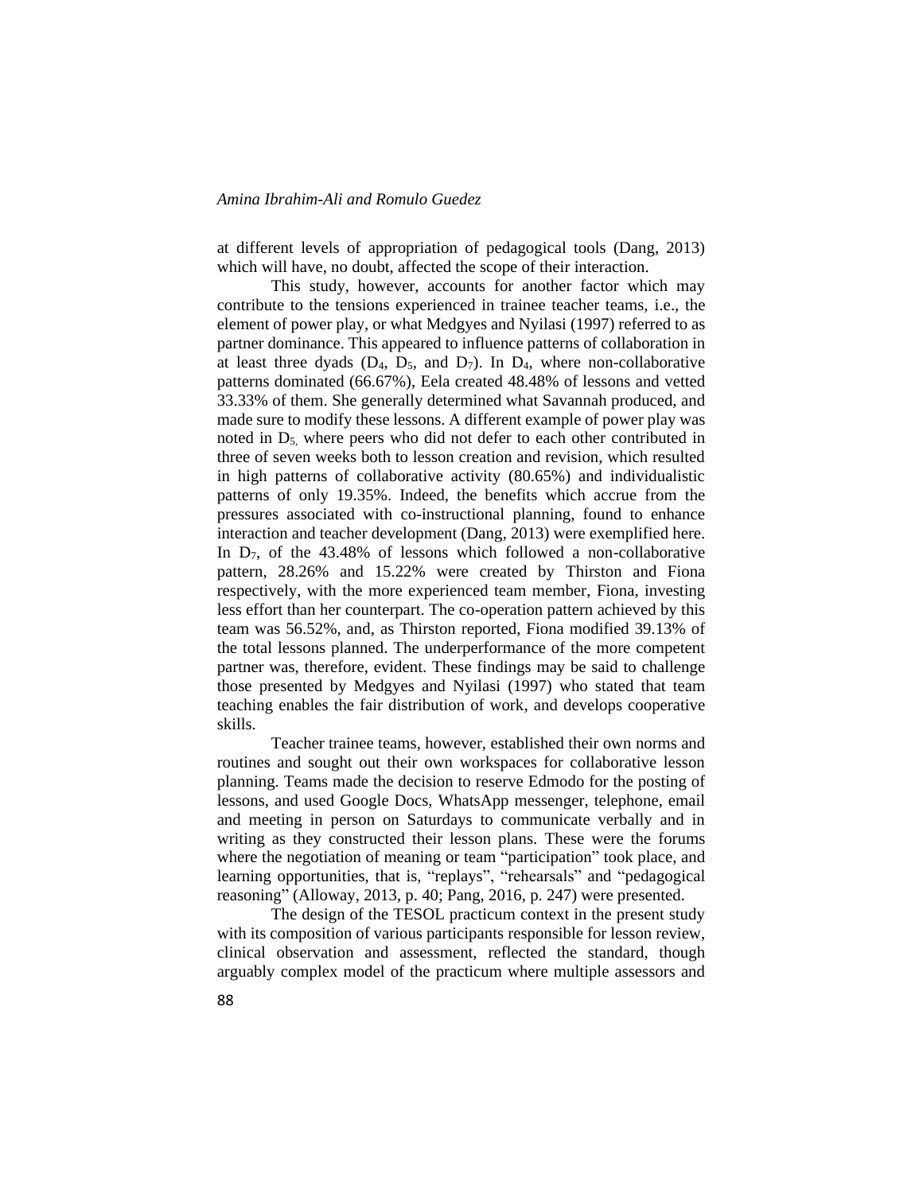at different levels of appropriation of pedagogical tools (Dang, 2013) which will have, no doubt, affected the scope of their interaction.

This study, however, accounts for another factor which may contribute to the tensions experienced in trainee teacher teams, i.e., the element of power play, or what Medgyes and Nyilasi (1997) referred to as partner dominance. This appeared to influence patterns of collaboration in at least three dyads ($D_4$, $D_5$, and $D_7$). In $D_4$, where non-collaborative patterns dominated (66.67%), Eela created 48.48% of lessons and vetted 33.33% of them. She generally determined what Savannah produced, and made sure to modify these lessons. A different example of power play was noted in $D_5$, where peers who did not defer to each other contributed in three of seven weeks both to lesson creation and revision, which resulted in high patterns of collaborative activity (80.65%) and individualistic patterns of only 19.35%. Indeed, the benefits which accrue from the pressures associated with co-instructional planning, found to enhance interaction and teacher development (Dang, 2013) were exemplified here. In $D_7$, of the 43.48% of lessons which followed a non-collaborative pattern, 28.26% and 15.22% were created by Thirston and Fiona respectively, with the more experienced team member, Fiona, investing less effort than her counterpart. The co-operation pattern achieved by this team was 56.52%, and, as Thirston reported, Fiona modified 39.13% of the total lessons planned. The underperformance of the more competent partner was, therefore, evident. These findings may be said to challenge those presented by Medgyes and Nyilasi (1997) who stated that team teaching enables the fair distribution of work, and develops cooperative skills.

Teacher trainee teams, however, established their own norms and routines and sought out their own workspaces for collaborative lesson planning. Teams made the decision to reserve Edmodo for the posting of lessons, and used Google Docs, WhatsApp messenger, telephone, email and meeting in person on Saturdays to communicate verbally and in writing as they constructed their lesson plans. These were the forums where the negotiation of meaning or team "participation" took place, and learning opportunities, that is, "replays", "rehearsals" and "pedagogical reasoning" (Alloway, 2013, p. 40; Pang, 2016, p. 247) were presented.

The design of the TESOL practicum context in the present study with its composition of various participants responsible for lesson review, clinical observation and assessment, reflected the standard, though arguably complex model of the practicum where multiple assessors and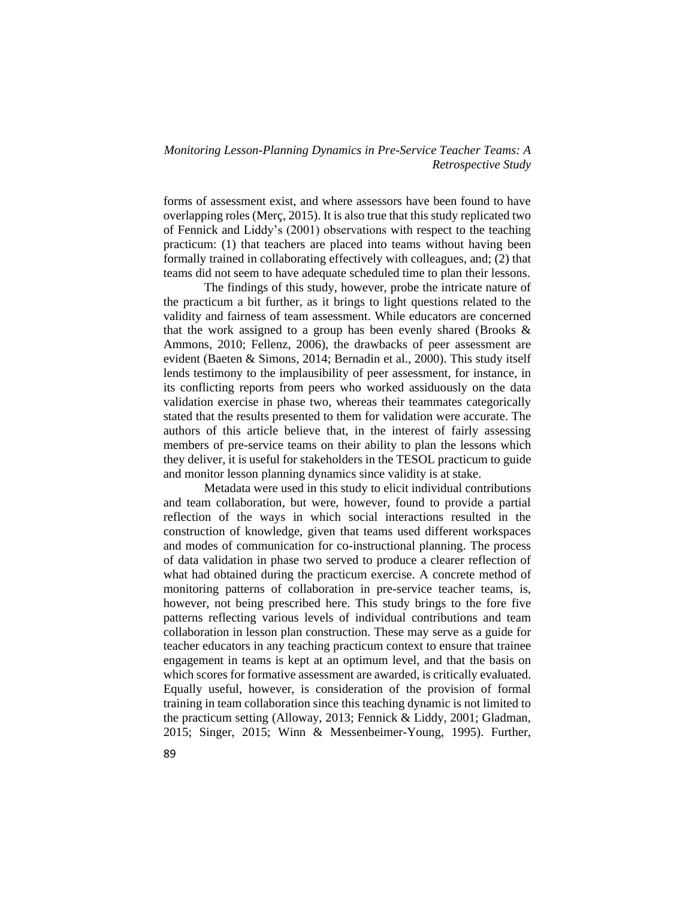forms of assessment exist, and where assessors have been found to have overlapping roles (Merç, 2015). It is also true that this study replicated two of Fennick and Liddy's (2001) observations with respect to the teaching practicum: (1) that teachers are placed into teams without having been formally trained in collaborating effectively with colleagues, and; (2) that teams did not seem to have adequate scheduled time to plan their lessons.

The findings of this study, however, probe the intricate nature of the practicum a bit further, as it brings to light questions related to the validity and fairness of team assessment. While educators are concerned that the work assigned to a group has been evenly shared (Brooks & Ammons, 2010; Fellenz, 2006), the drawbacks of peer assessment are evident (Baeten & Simons, 2014; Bernadin et al., 2000). This study itself lends testimony to the implausibility of peer assessment, for instance, in its conflicting reports from peers who worked assiduously on the data validation exercise in phase two, whereas their teammates categorically stated that the results presented to them for validation were accurate. The authors of this article believe that, in the interest of fairly assessing members of pre-service teams on their ability to plan the lessons which they deliver, it is useful for stakeholders in the TESOL practicum to guide and monitor lesson planning dynamics since validity is at stake.

Metadata were used in this study to elicit individual contributions and team collaboration, but were, however, found to provide a partial reflection of the ways in which social interactions resulted in the construction of knowledge, given that teams used different workspaces and modes of communication for co-instructional planning. The process of data validation in phase two served to produce a clearer reflection of what had obtained during the practicum exercise. A concrete method of monitoring patterns of collaboration in pre-service teacher teams, is, however, not being prescribed here. This study brings to the fore five patterns reflecting various levels of individual contributions and team collaboration in lesson plan construction. These may serve as a guide for teacher educators in any teaching practicum context to ensure that trainee engagement in teams is kept at an optimum level, and that the basis on which scores for formative assessment are awarded, is critically evaluated. Equally useful, however, is consideration of the provision of formal training in team collaboration since this teaching dynamic is not limited to the practicum setting (Alloway, 2013; Fennick & Liddy, 2001; Gladman, 2015; Singer, 2015; Winn & Messenbeimer-Young, 1995). Further,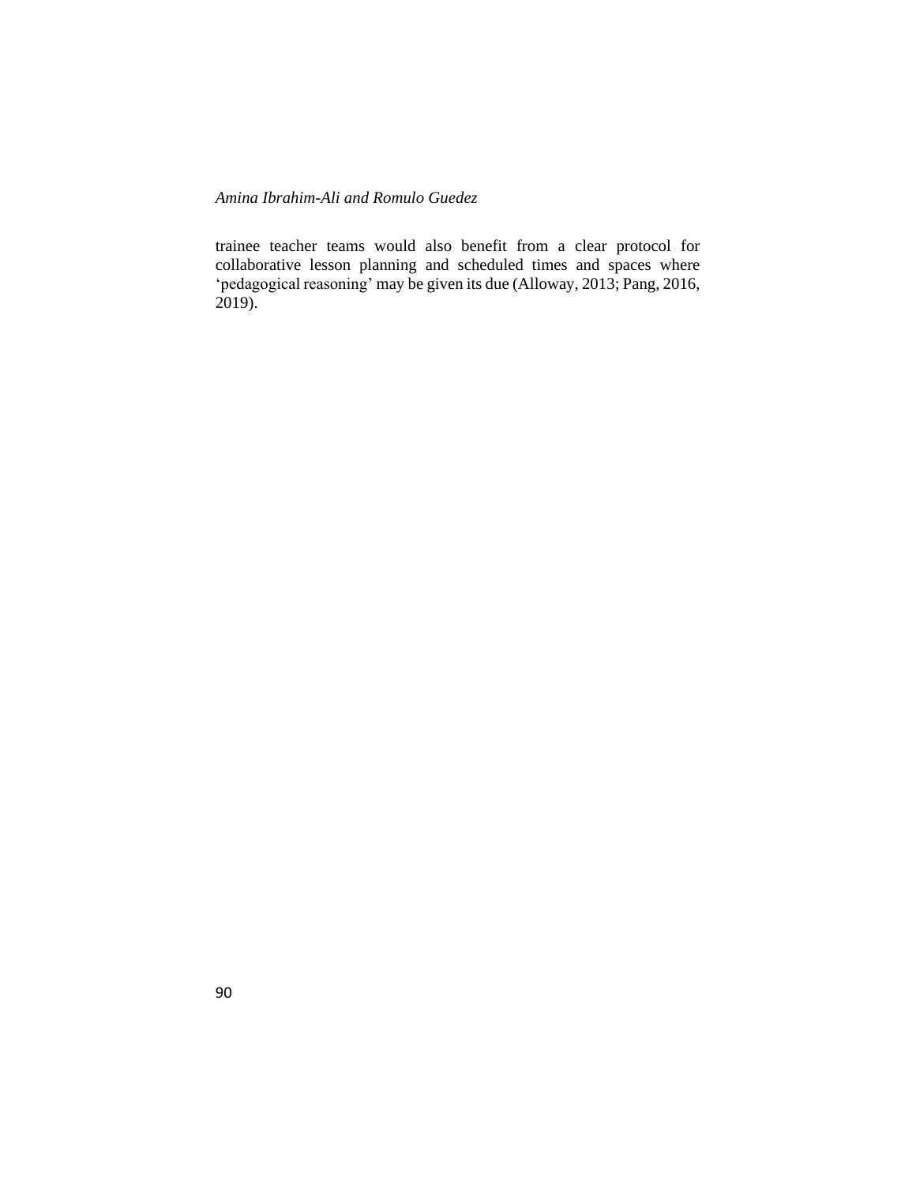trainee teacher teams would also benefit from a clear protocol for collaborative lesson planning and scheduled times and spaces where 'pedagogical reasoning' may be given its due (Alloway, 2013; Pang, 2016, 2019).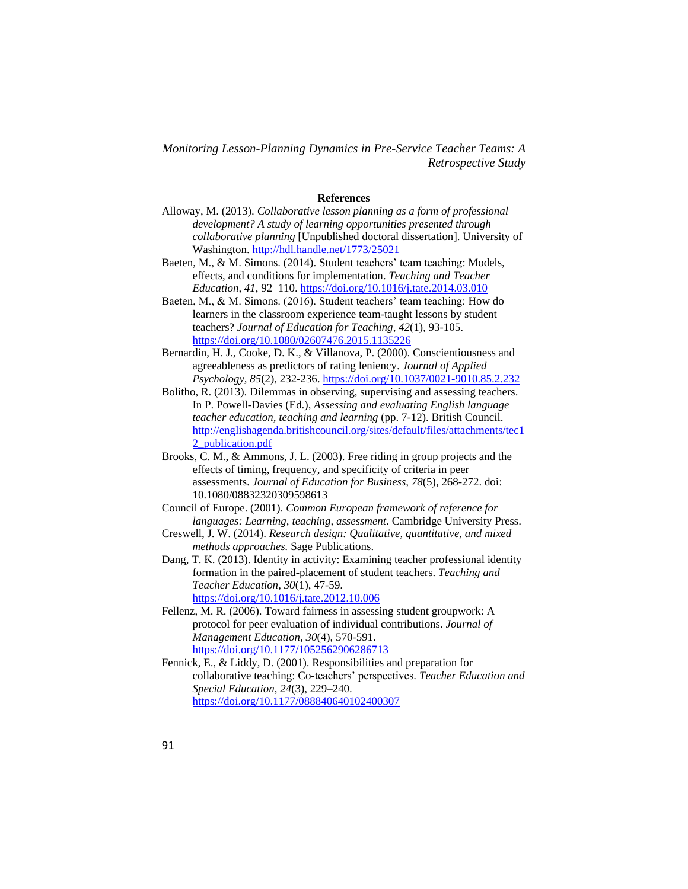## References

Alloway, M. (2013). *Collaborative lesson planning as a form of professional development? A study of learning opportunities presented through collaborative planning* [Unpublished doctoral dissertation]. University of Washington. http://hdl.handle.net/1773/25021

Baeten, M., & M. Simons. (2014). Student teachers' team teaching: Models, effects, and conditions for implementation. *Teaching and Teacher Education, 41*, 92–110. https://doi.org/10.1016/j.tate.2014.03.010

Baeten, M., & M. Simons. (2016). Student teachers' team teaching: How do learners in the classroom experience team-taught lessons by student teachers? *Journal of Education for Teaching*, *42*(1), 93-105. https://doi.org/10.1080/02607476.2015.1135226

Bernardin, H. J., Cooke, D. K., & Villanova, P. (2000). Conscientiousness and agreeableness as predictors of rating leniency. *Journal of Applied Psychology, 85*(2), 232-236. https://doi.org/10.1037/0021-9010.85.2.232

Bolitho, R. (2013). Dilemmas in observing, supervising and assessing teachers. In P. Powell-Davies (Ed.), *Assessing and evaluating English language teacher education, teaching and learning* (pp. 7-12). British Council. http://englishagenda.britishcouncil.org/sites/default/files/attachments/tec12_publication.pdf

Brooks, C. M., & Ammons, J. L. (2003). Free riding in group projects and the effects of timing, frequency, and specificity of criteria in peer assessments. *Journal of Education for Business, 78*(5), 268-272. doi: 10.1080/08832320309598613

Council of Europe. (2001). *Common European framework of reference for languages: Learning, teaching, assessment*. Cambridge University Press.

Creswell, J. W. (2014). *Research design: Qualitative, quantitative, and mixed methods approaches.* Sage Publications.

Dang, T. K. (2013). Identity in activity: Examining teacher professional identity formation in the paired-placement of student teachers. *Teaching and Teacher Education*, *30*(1), 47-59. https://doi.org/10.1016/j.tate.2012.10.006

Fellenz, M. R. (2006). Toward fairness in assessing student groupwork: A protocol for peer evaluation of individual contributions. *Journal of Management Education*, *30*(4), 570-591. https://doi.org/10.1177/1052562906286713

Fennick, E., & Liddy, D. (2001). Responsibilities and preparation for collaborative teaching: Co-teachers' perspectives. *Teacher Education and Special Education*, *24*(3), 229–240. https://doi.org/10.1177/088840640102400307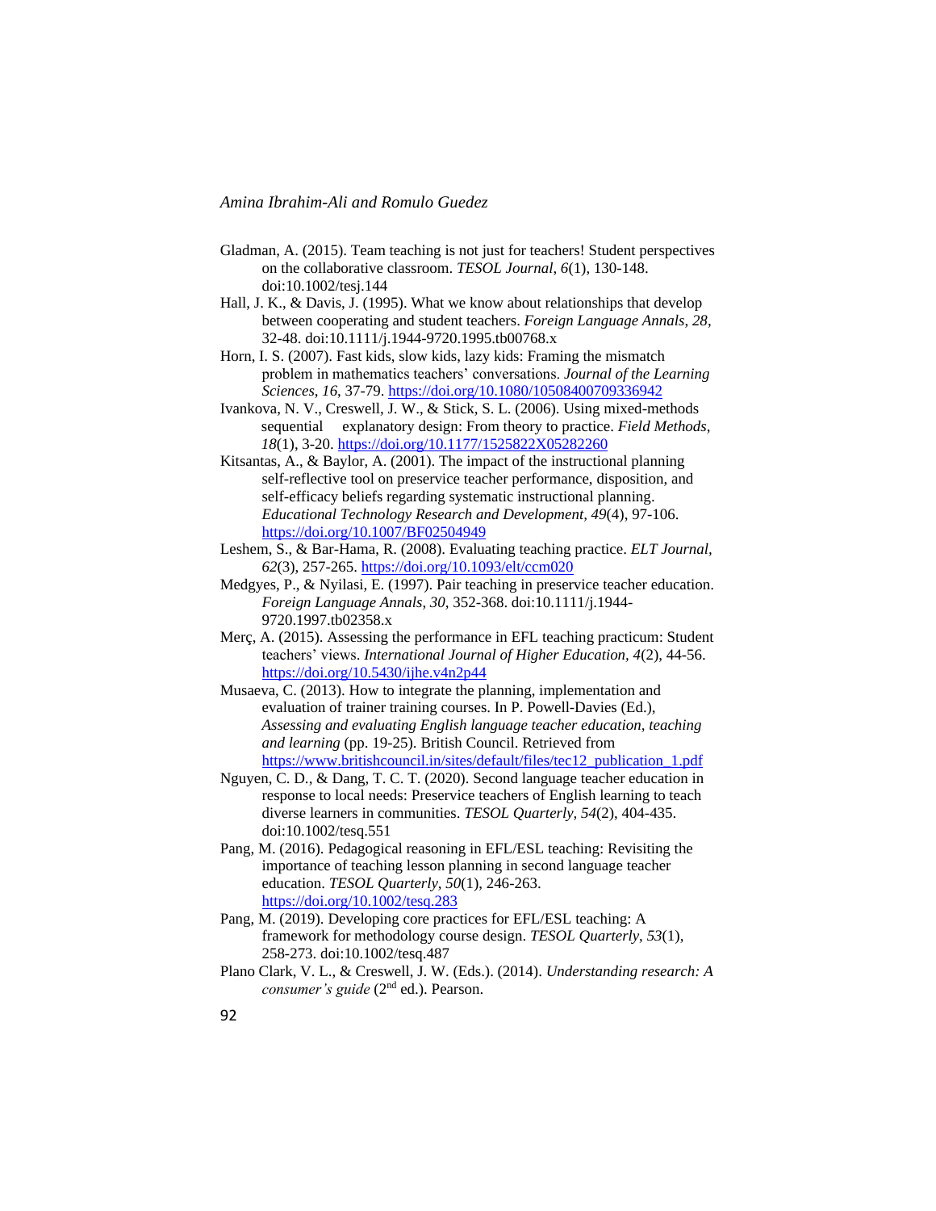Gladman, A. (2015). Team teaching is not just for teachers! Student perspectives on the collaborative classroom. *TESOL Journal, 6*(1), 130-148. doi:10.1002/tesj.144

Hall, J. K., & Davis, J. (1995). What we know about relationships that develop between cooperating and student teachers. *Foreign Language Annals, 28*, 32-48. doi:10.1111/j.1944-9720.1995.tb00768.x

Horn, I. S. (2007). Fast kids, slow kids, lazy kids: Framing the mismatch problem in mathematics teachers' conversations. *Journal of the Learning Sciences, 16*, 37-79. https://doi.org/10.1080/10508400709336942

Ivankova, N. V., Creswell, J. W., & Stick, S. L. (2006). Using mixed-methods sequential explanatory design: From theory to practice. *Field Methods, 18*(1), 3-20. https://doi.org/10.1177/1525822X05282260

Kitsantas, A., & Baylor, A. (2001). The impact of the instructional planning self-reflective tool on preservice teacher performance, disposition, and self-efficacy beliefs regarding systematic instructional planning. *Educational Technology Research and Development*, *49*(4), 97-106. https://doi.org/10.1007/BF02504949

Leshem, S., & Bar-Hama, R. (2008). Evaluating teaching practice. *ELT Journal, 62*(3), 257-265. https://doi.org/10.1093/elt/ccm020

Medgyes, P., & Nyilasi, E. (1997). Pair teaching in preservice teacher education. *Foreign Language Annals, 30,* 352-368. doi:10.1111/j.1944-9720.1997.tb02358.x

Merç, A. (2015). Assessing the performance in EFL teaching practicum: Student teachers' views. *International Journal of Higher Education, 4*(2), 44-56. https://doi.org/10.5430/ijhe.v4n2p44

Musaeva, C. (2013). How to integrate the planning, implementation and evaluation of trainer training courses. In P. Powell-Davies (Ed.), *Assessing and evaluating English language teacher education, teaching and learning* (pp. 19-25). British Council. Retrieved from https://www.britishcouncil.in/sites/default/files/tec12_publication_1.pdf

Nguyen, C. D., & Dang, T. C. T. (2020). Second language teacher education in response to local needs: Preservice teachers of English learning to teach diverse learners in communities. *TESOL Quarterly, 54*(2), 404-435. doi:10.1002/tesq.551

Pang, M. (2016). Pedagogical reasoning in EFL/ESL teaching: Revisiting the importance of teaching lesson planning in second language teacher education. *TESOL Quarterly*, *50*(1), 246-263. https://doi.org/10.1002/tesq.283

Pang, M. (2019). Developing core practices for EFL/ESL teaching: A framework for methodology course design. *TESOL Quarterly*, *53*(1), 258-273. doi:10.1002/tesq.487

Plano Clark, V. L., & Creswell, J. W. (Eds.). (2014). *Understanding research: A consumer's guide* (2nd ed.). Pearson.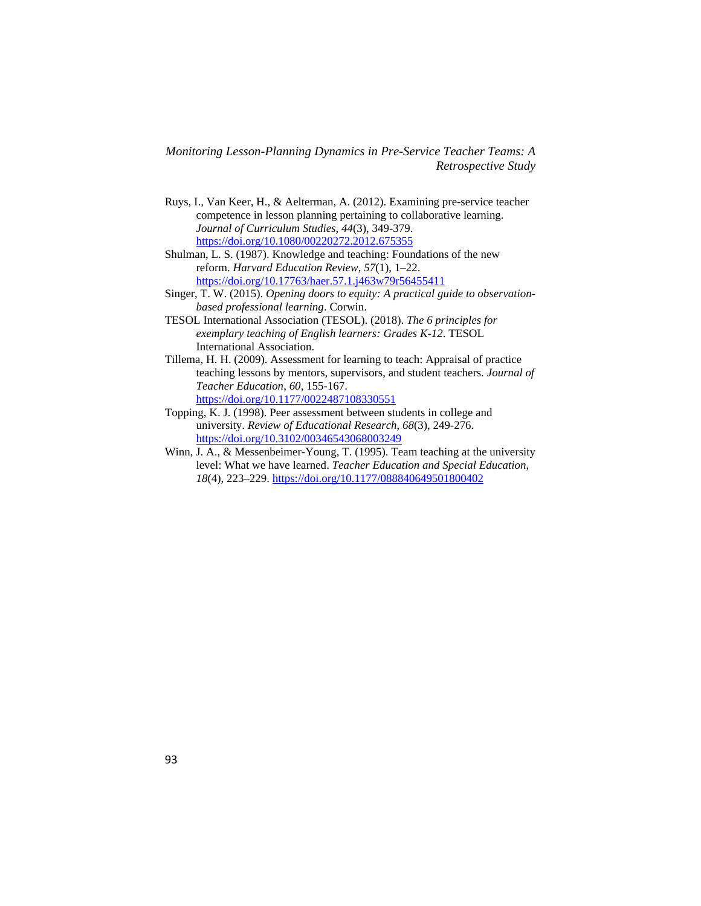Ruys, I., Van Keer, H., & Aelterman, A. (2012). Examining pre-service teacher competence in lesson planning pertaining to collaborative learning. *Journal of Curriculum Studies*, *44*(3), 349-379. https://doi.org/10.1080/00220272.2012.675355

Shulman, L. S. (1987). Knowledge and teaching: Foundations of the new reform. *Harvard Education Review*, *57*(1), 1–22. https://doi.org/10.17763/haer.57.1.j463w79r56455411

Singer, T. W. (2015). *Opening doors to equity: A practical guide to observation-based professional learning*. Corwin.

TESOL International Association (TESOL). (2018). *The 6 principles for exemplary teaching of English learners: Grades K-12*. TESOL International Association.

Tillema, H. H. (2009). Assessment for learning to teach: Appraisal of practice teaching lessons by mentors, supervisors, and student teachers. *Journal of Teacher Education*, *60*, 155-167. https://doi.org/10.1177/0022487108330551

Topping, K. J. (1998). Peer assessment between students in college and university. *Review of Educational Research, 68*(3), 249-276. https://doi.org/10.3102/00346543068003249

Winn, J. A., & Messenbeimer-Young, T. (1995). Team teaching at the university level: What we have learned. *Teacher Education and Special Education, 18*(4), 223–229. https://doi.org/10.1177/088840649501800402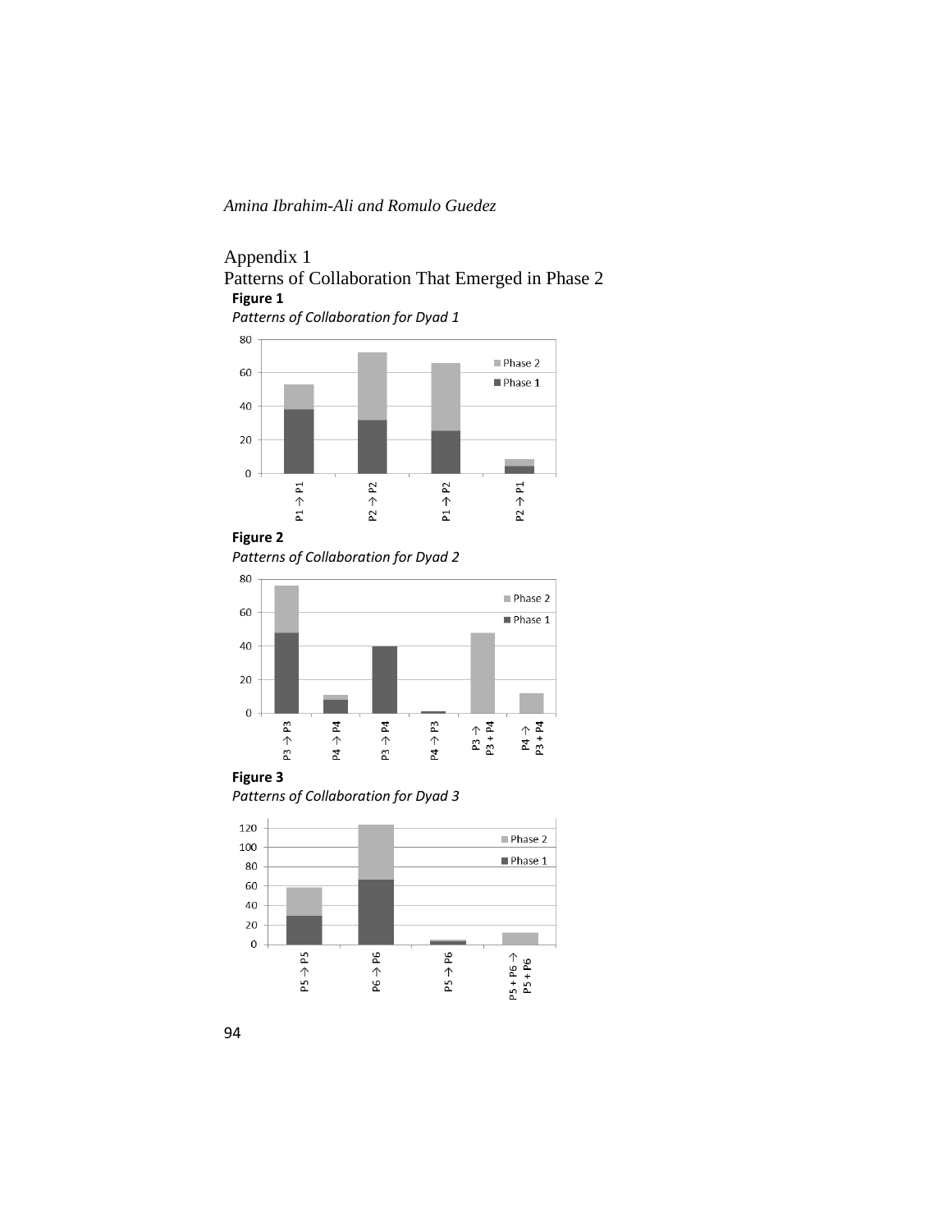## Appendix 1

## Patterns of Collaboration That Emerged in Phase 2

**Figure 1**

*Patterns of Collaboration for Dyad 1*

**Figure 2**

*Patterns of Collaboration for Dyad 2*

**Figure 3**

*Patterns of Collaboration for Dyad 3*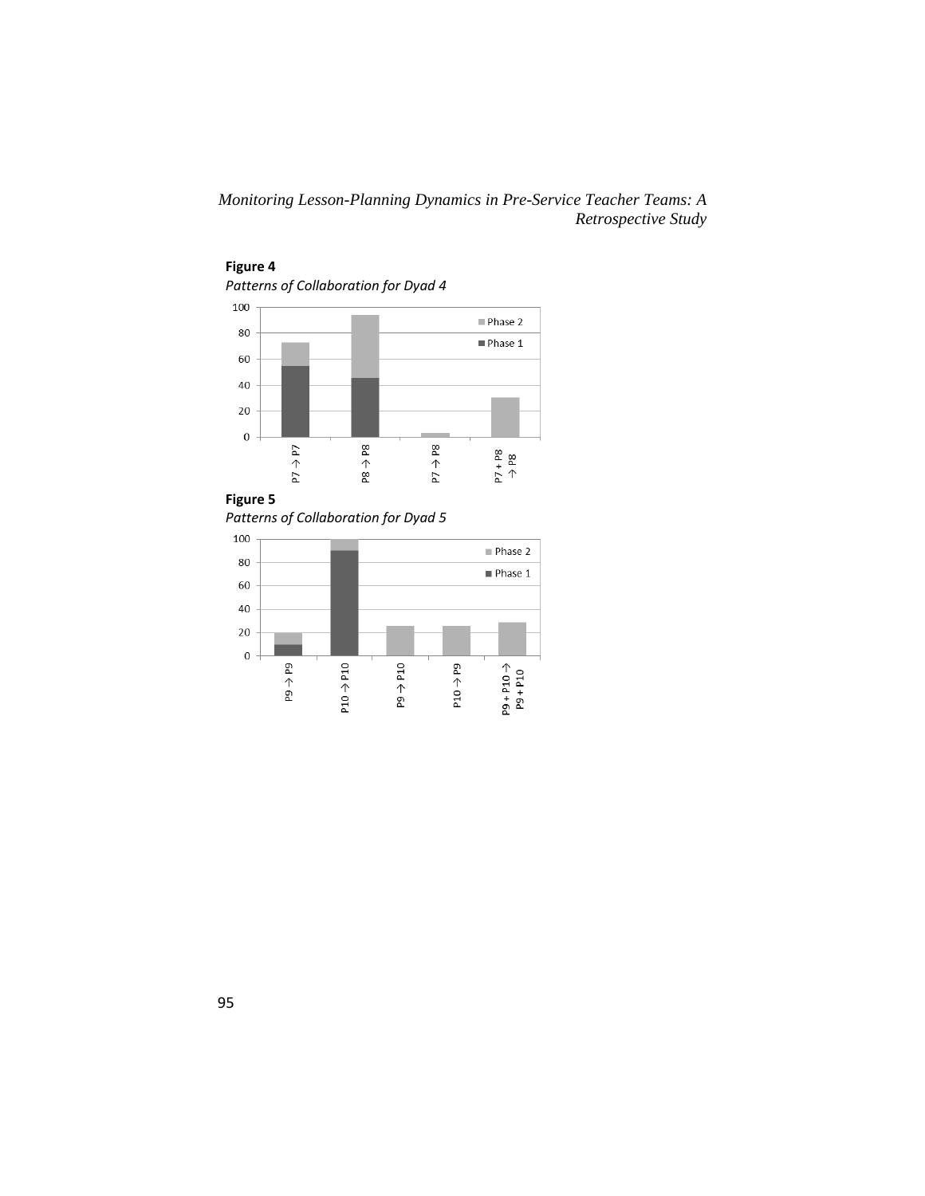**Figure 4**

*Patterns of Collaboration for Dyad 4*

**Figure 5**

*Patterns of Collaboration for Dyad 5*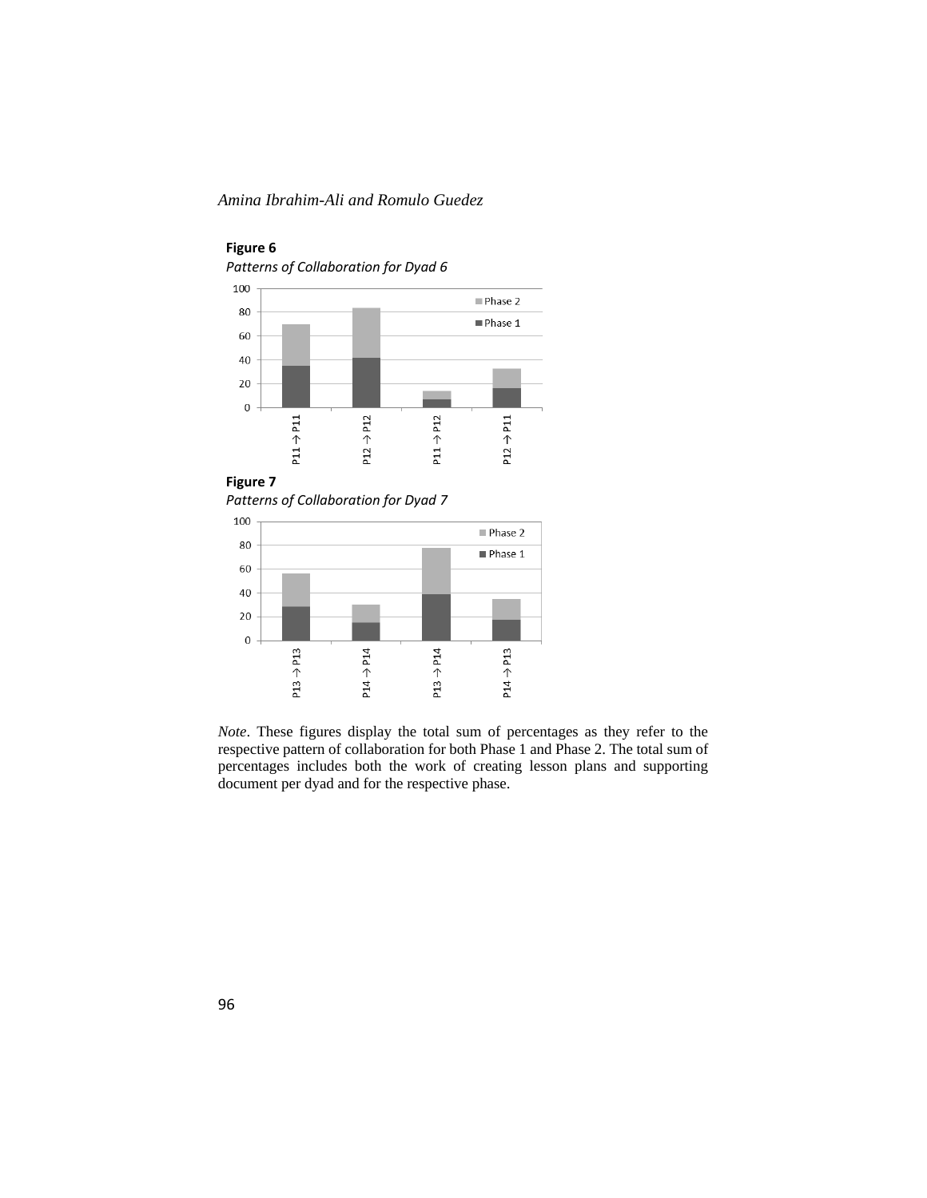**Figure 6**

*Patterns of Collaboration for Dyad 6*

100
80
60
40
20
0

Phase 2
Phase 1

P11 → P11
P12 → P12
P11 → P12
P12 → P11

**Figure 7**

*Patterns of Collaboration for Dyad 7*

100
80
60
40
20
0

Phase 2
Phase 1

P13 → P13
P14 → P14
P13 → P14
P14 → P13

*Note*. These figures display the total sum of percentages as they refer to the respective pattern of collaboration for both Phase 1 and Phase 2. The total sum of percentages includes both the work of creating lesson plans and supporting document per dyad and for the respective phase.